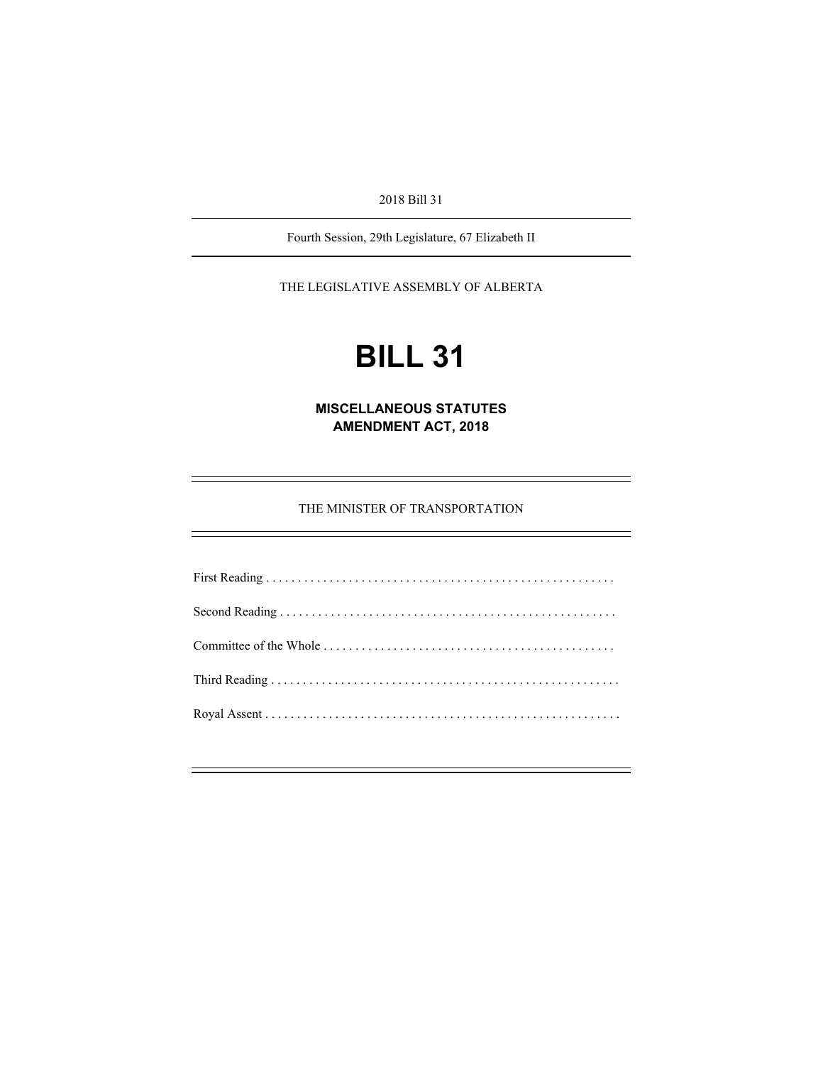2018 Bill 31

---

Fourth Session, 29th Legislature, 67 Elizabeth II

---

THE LEGISLATIVE ASSEMBLY OF ALBERTA

# BILL 31

## MISCELLANEOUS STATUTES AMENDMENT ACT, 2018

---

THE MINISTER OF TRANSPORTATION

---

First Reading . . . . . . . . . . . . . . . . . . . . . . . . . . . . . . . . . . . . . . . . . . . . . . . . . . . . . .

Second Reading . . . . . . . . . . . . . . . . . . . . . . . . . . . . . . . . . . . . . . . . . . . . . . . . . . . .

Committee of the Whole . . . . . . . . . . . . . . . . . . . . . . . . . . . . . . . . . . . . . . . . . . . . .

Third Reading . . . . . . . . . . . . . . . . . . . . . . . . . . . . . . . . . . . . . . . . . . . . . . . . . . . . . .

Royal Assent . . . . . . . . . . . . . . . . . . . . . . . . . . . . . . . . . . . . . . . . . . . . . . . . . . . . . . .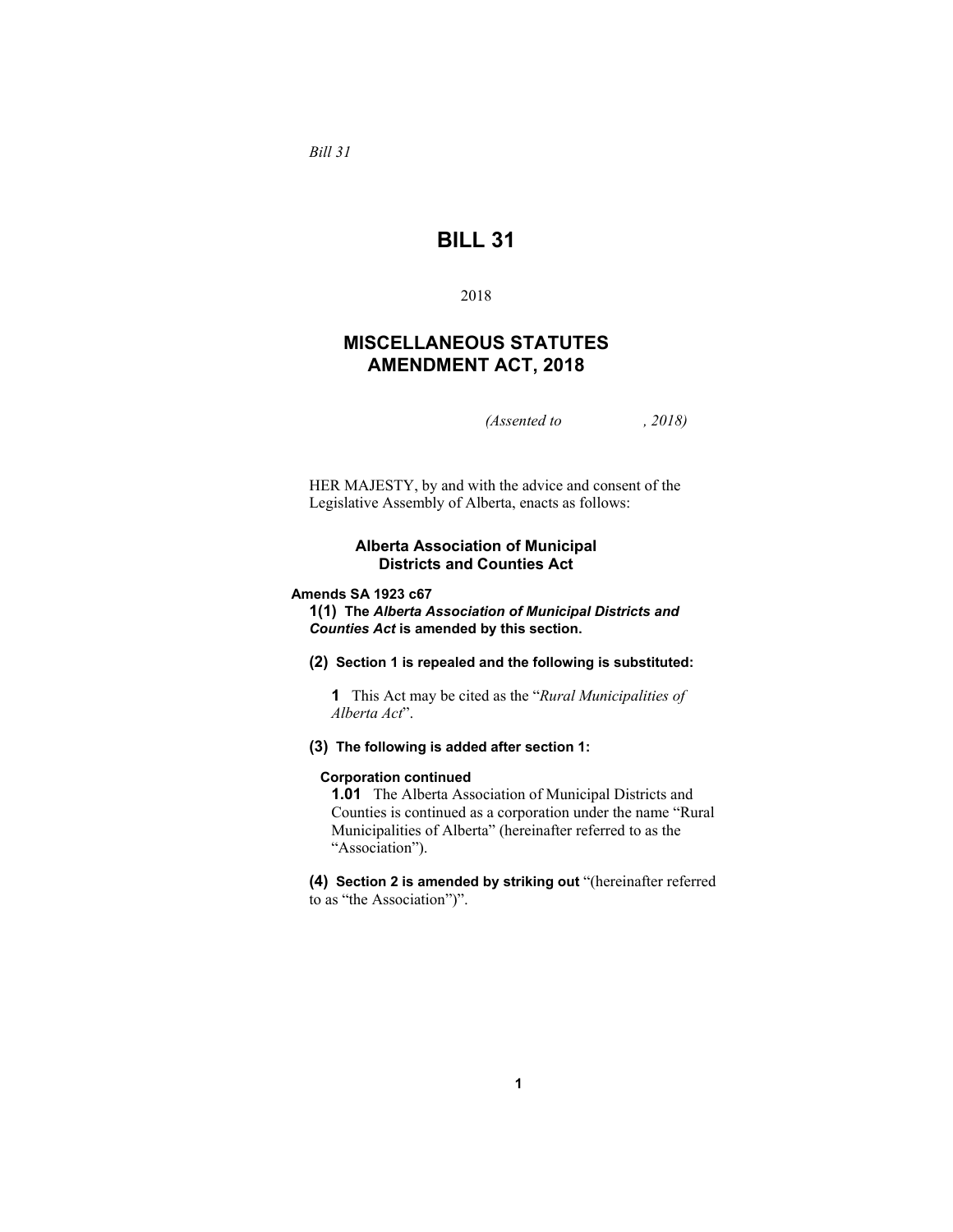*Bill 31*

# BILL 31

2018

## MISCELLANEOUS STATUTES AMENDMENT ACT, 2018

*(Assented to , 2018)*

HER MAJESTY, by and with the advice and consent of the Legislative Assembly of Alberta, enacts as follows:

### Alberta Association of Municipal Districts and Counties Act

**Amends SA 1923 c67**

**1(1) The *Alberta Association of Municipal Districts and Counties Act* is amended by this section.**

**(2) Section 1 is repealed and the following is substituted:**

**1** This Act may be cited as the "*Rural Municipalities of Alberta Act*".

**(3) The following is added after section 1:**

**Corporation continued**

**1.01** The Alberta Association of Municipal Districts and Counties is continued as a corporation under the name "Rural Municipalities of Alberta" (hereinafter referred to as the "Association").

**(4) Section 2 is amended by striking out** "(hereinafter referred to as "the Association")".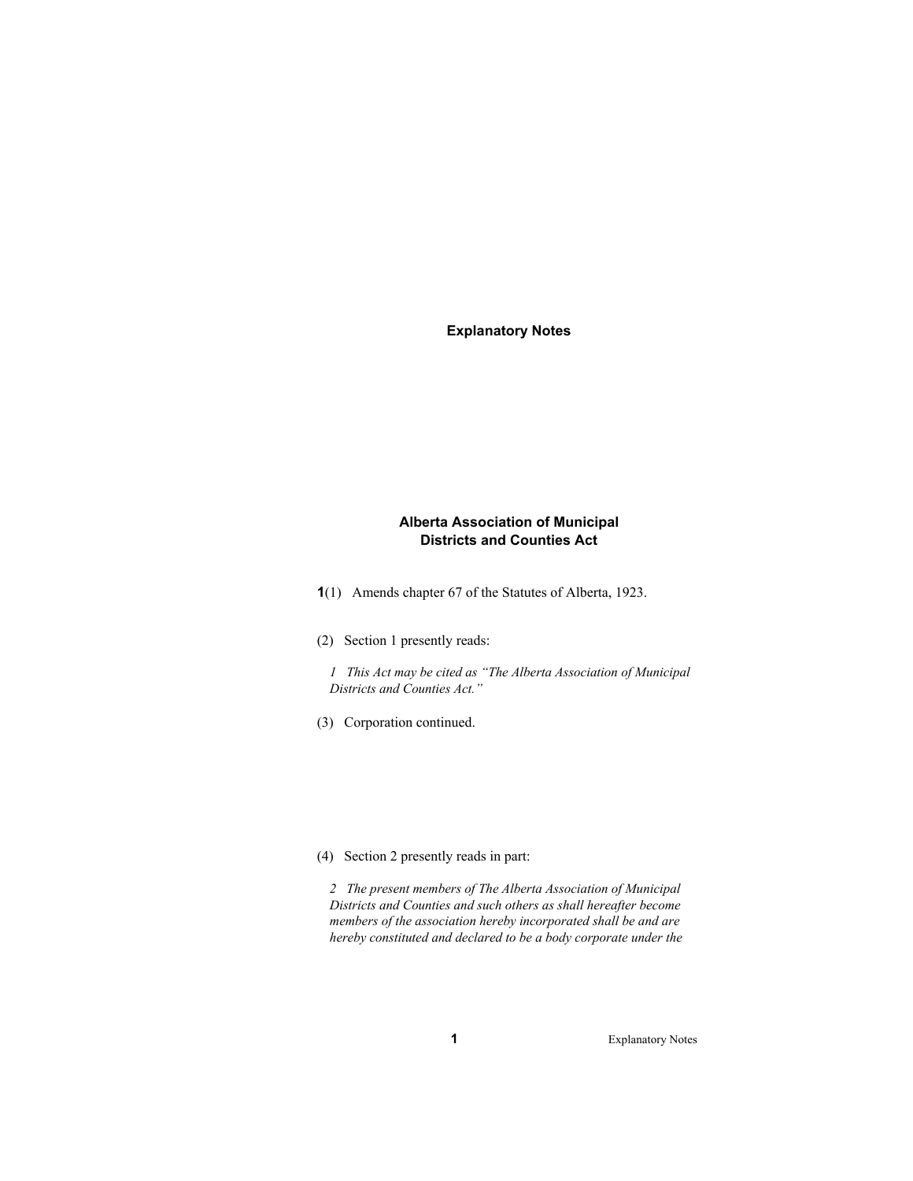# Explanatory Notes

## Alberta Association of Municipal Districts and Counties Act

**1**(1) Amends chapter 67 of the Statutes of Alberta, 1923.

(2) Section 1 presently reads:

*1 This Act may be cited as "The Alberta Association of Municipal Districts and Counties Act."*

(3) Corporation continued.

(4) Section 2 presently reads in part:

*2 The present members of The Alberta Association of Municipal Districts and Counties and such others as shall hereafter become members of the association hereby incorporated shall be and are hereby constituted and declared to be a body corporate under the*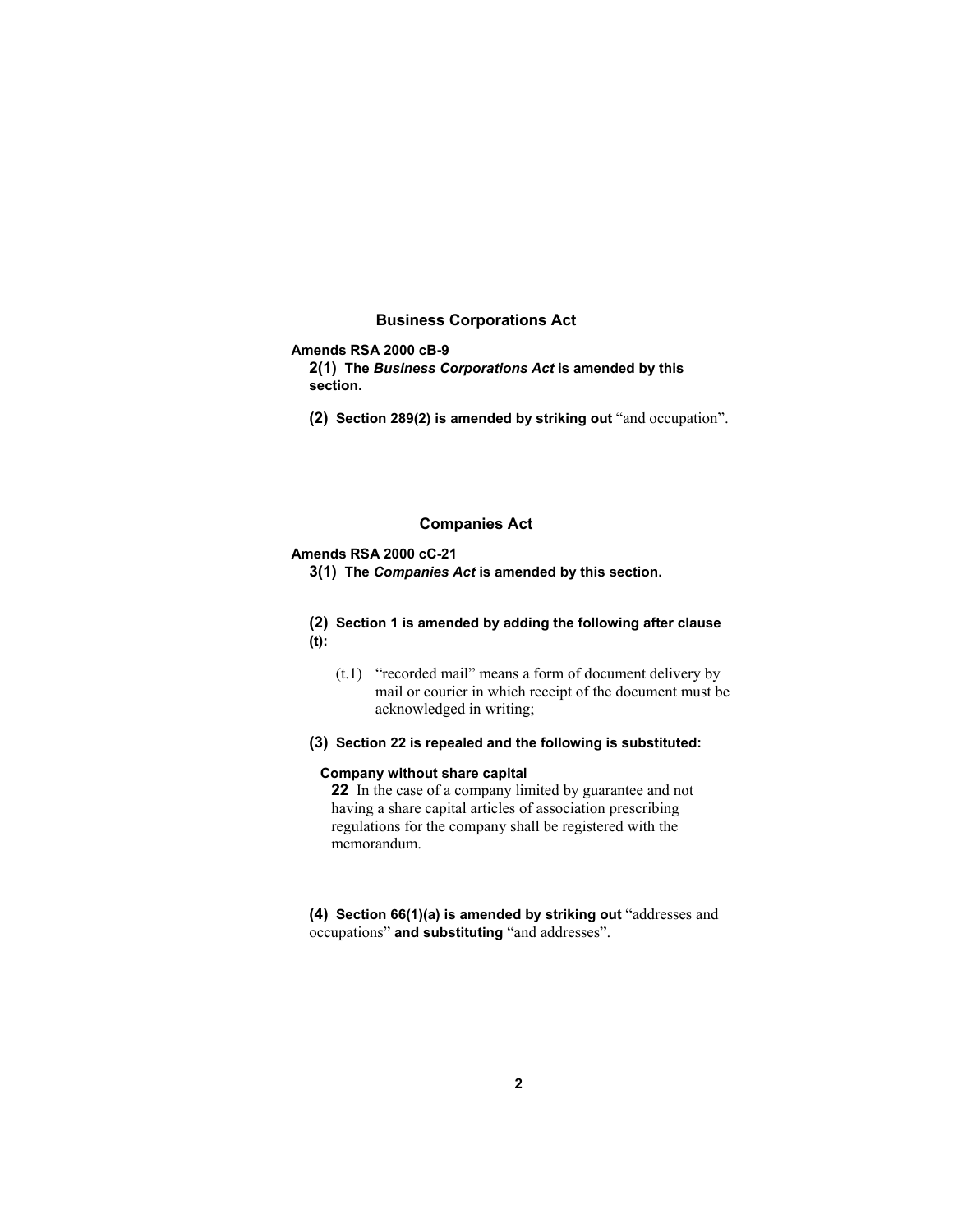## Business Corporations Act

**Amends RSA 2000 cB-9**

**2(1) The *Business Corporations Act* is amended by this section.**

**(2) Section 289(2) is amended by striking out** "and occupation".

## Companies Act

**Amends RSA 2000 cC-21**

**3(1) The *Companies Act* is amended by this section.**

**(2) Section 1 is amended by adding the following after clause (t):**

(t.1) "recorded mail" means a form of document delivery by mail or courier in which receipt of the document must be acknowledged in writing;

**(3) Section 22 is repealed and the following is substituted:**

**Company without share capital**

**22** In the case of a company limited by guarantee and not having a share capital articles of association prescribing regulations for the company shall be registered with the memorandum.

**(4) Section 66(1)(a) is amended by striking out** "addresses and occupations" **and substituting** "and addresses".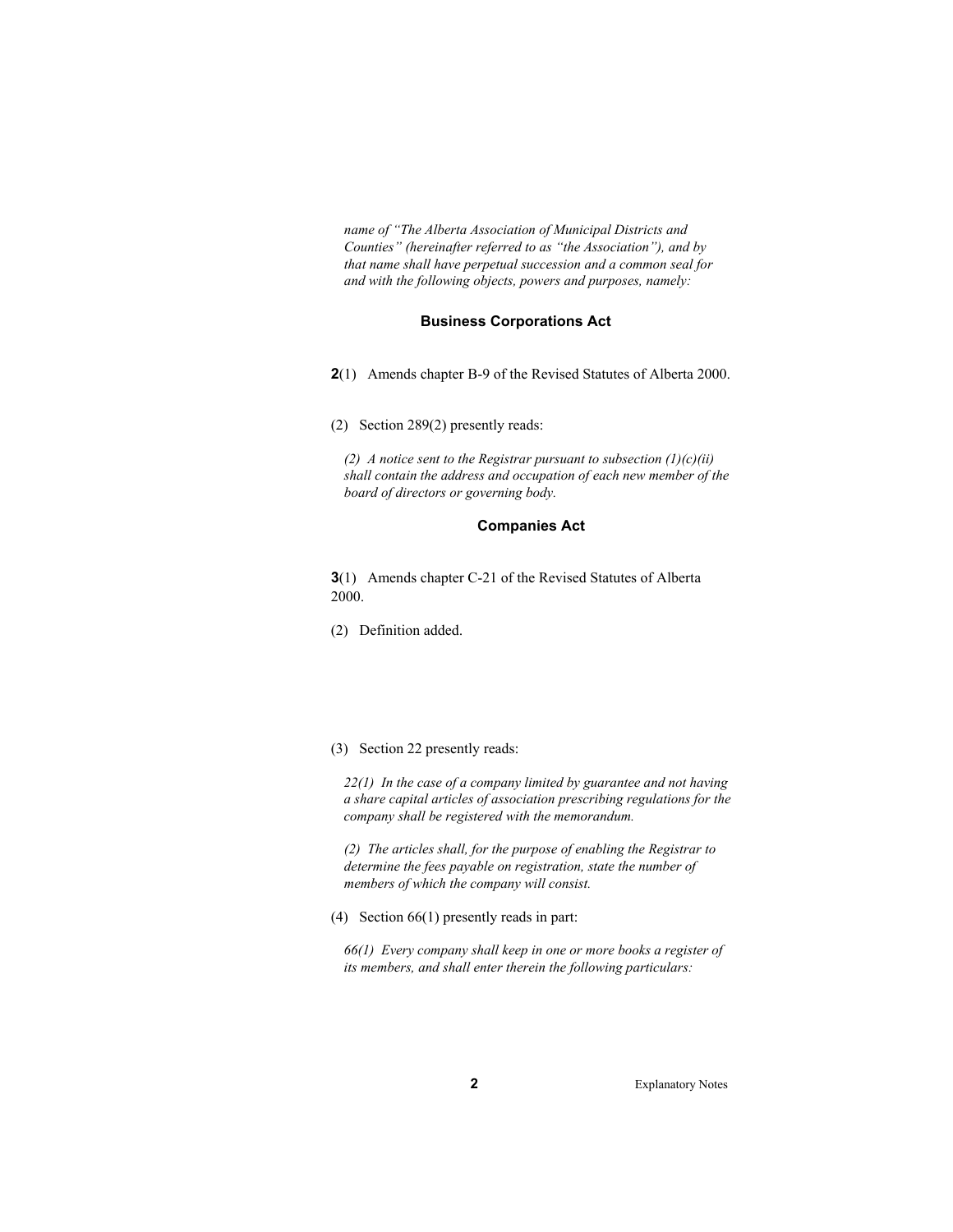*name of "The Alberta Association of Municipal Districts and Counties" (hereinafter referred to as "the Association"), and by that name shall have perpetual succession and a common seal for and with the following objects, powers and purposes, namely:*

### Business Corporations Act

**2**(1) Amends chapter B-9 of the Revised Statutes of Alberta 2000.

(2) Section 289(2) presently reads:

*(2) A notice sent to the Registrar pursuant to subsection (1)(c)(ii) shall contain the address and occupation of each new member of the board of directors or governing body.*

### Companies Act

**3**(1) Amends chapter C-21 of the Revised Statutes of Alberta 2000.

(2) Definition added.

(3) Section 22 presently reads:

*22(1) In the case of a company limited by guarantee and not having a share capital articles of association prescribing regulations for the company shall be registered with the memorandum.*

*(2) The articles shall, for the purpose of enabling the Registrar to determine the fees payable on registration, state the number of members of which the company will consist.*

(4) Section 66(1) presently reads in part:

*66(1) Every company shall keep in one or more books a register of its members, and shall enter therein the following particulars:*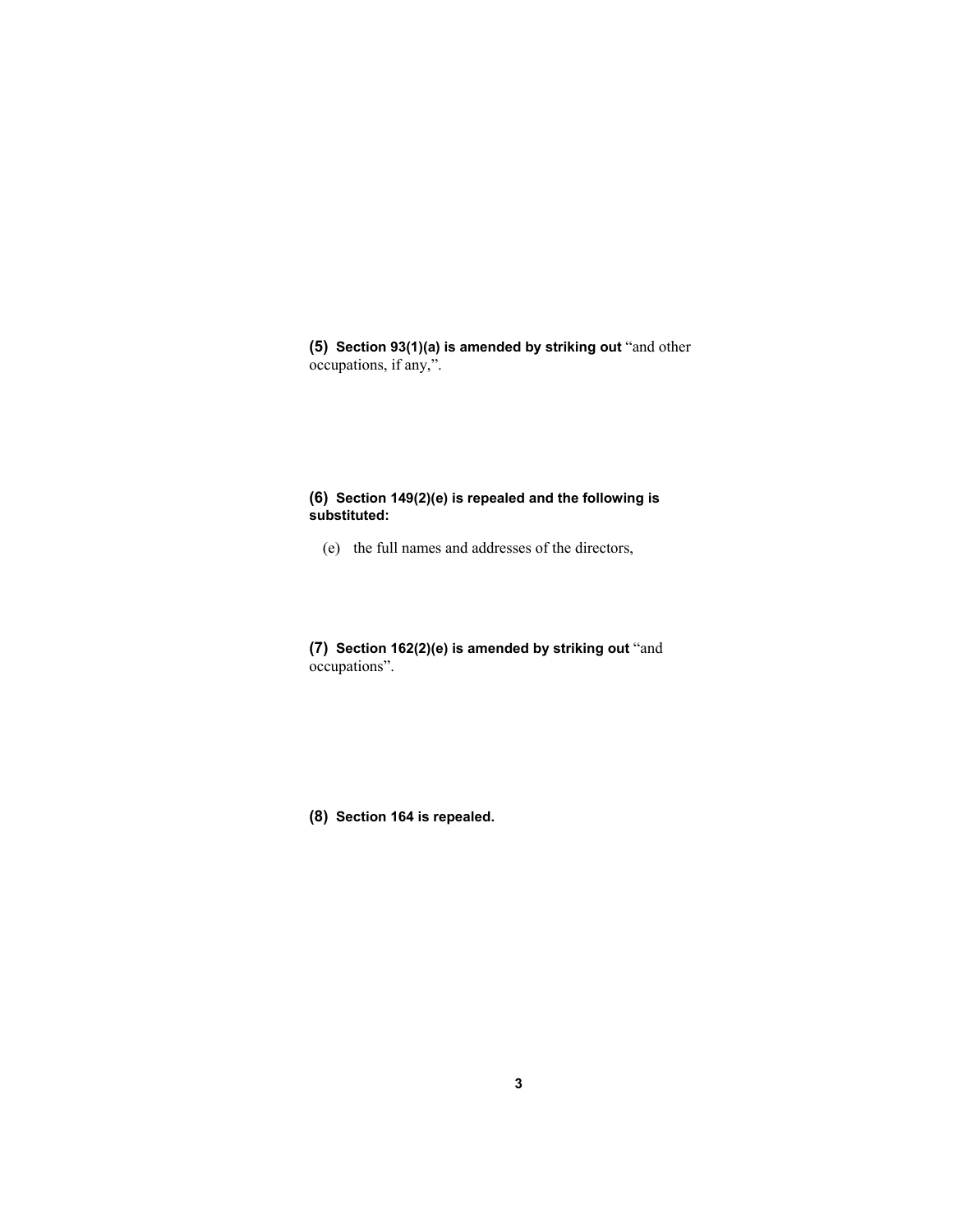**(5) Section 93(1)(a) is amended by striking out** “and other occupations, if any,”.

**(6) Section 149(2)(e) is repealed and the following is substituted:**

(e) the full names and addresses of the directors,

**(7) Section 162(2)(e) is amended by striking out** “and occupations”.

**(8) Section 164 is repealed.**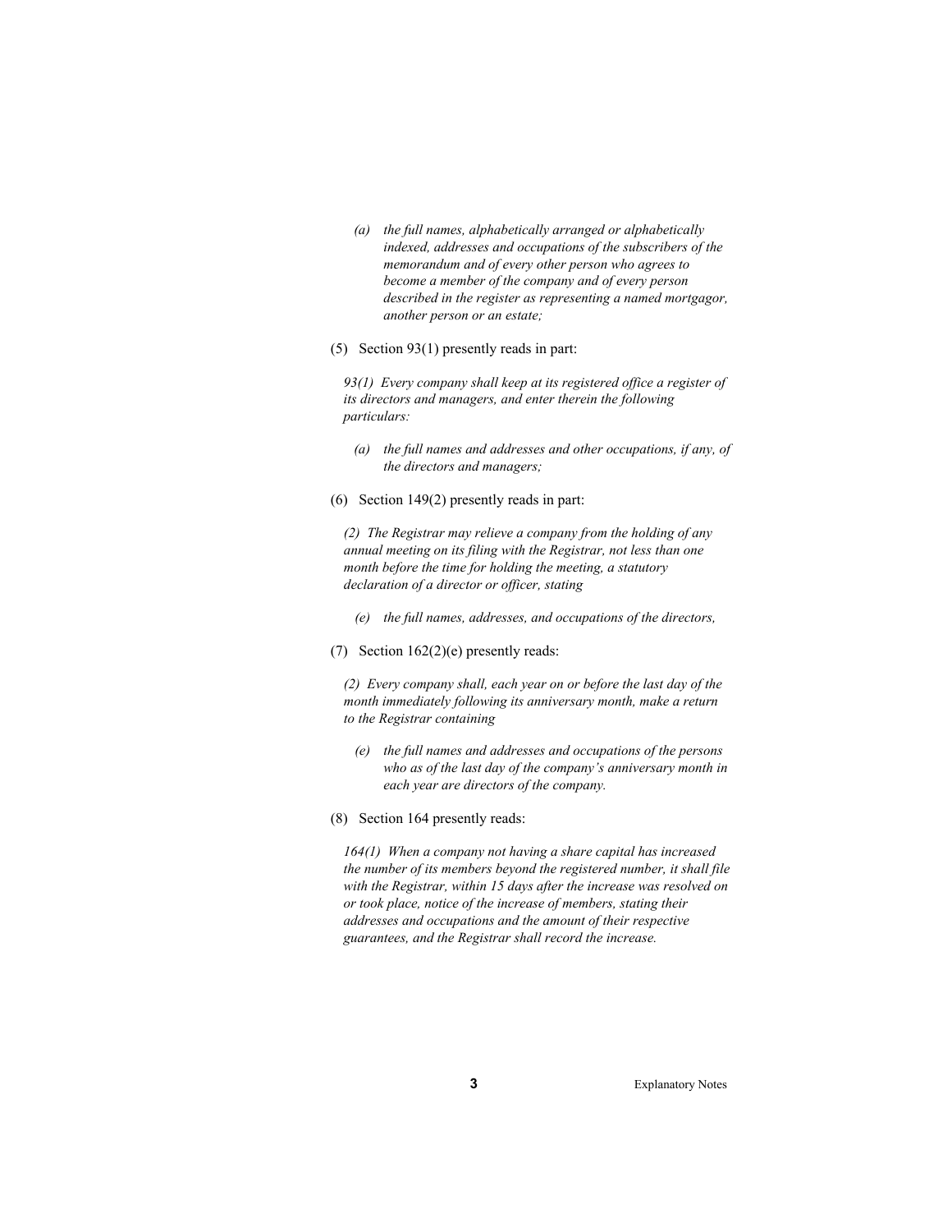*(a) the full names, alphabetically arranged or alphabetically indexed, addresses and occupations of the subscribers of the memorandum and of every other person who agrees to become a member of the company and of every person described in the register as representing a named mortgagor, another person or an estate;*

(5) Section 93(1) presently reads in part:

*93(1) Every company shall keep at its registered office a register of its directors and managers, and enter therein the following particulars:*

*(a) the full names and addresses and other occupations, if any, of the directors and managers;*

(6) Section 149(2) presently reads in part:

*(2) The Registrar may relieve a company from the holding of any annual meeting on its filing with the Registrar, not less than one month before the time for holding the meeting, a statutory declaration of a director or officer, stating*

*(e) the full names, addresses, and occupations of the directors,*

(7) Section 162(2)(e) presently reads:

*(2) Every company shall, each year on or before the last day of the month immediately following its anniversary month, make a return to the Registrar containing*

*(e) the full names and addresses and occupations of the persons who as of the last day of the company's anniversary month in each year are directors of the company.*

(8) Section 164 presently reads:

*164(1) When a company not having a share capital has increased the number of its members beyond the registered number, it shall file with the Registrar, within 15 days after the increase was resolved on or took place, notice of the increase of members, stating their addresses and occupations and the amount of their respective guarantees, and the Registrar shall record the increase.*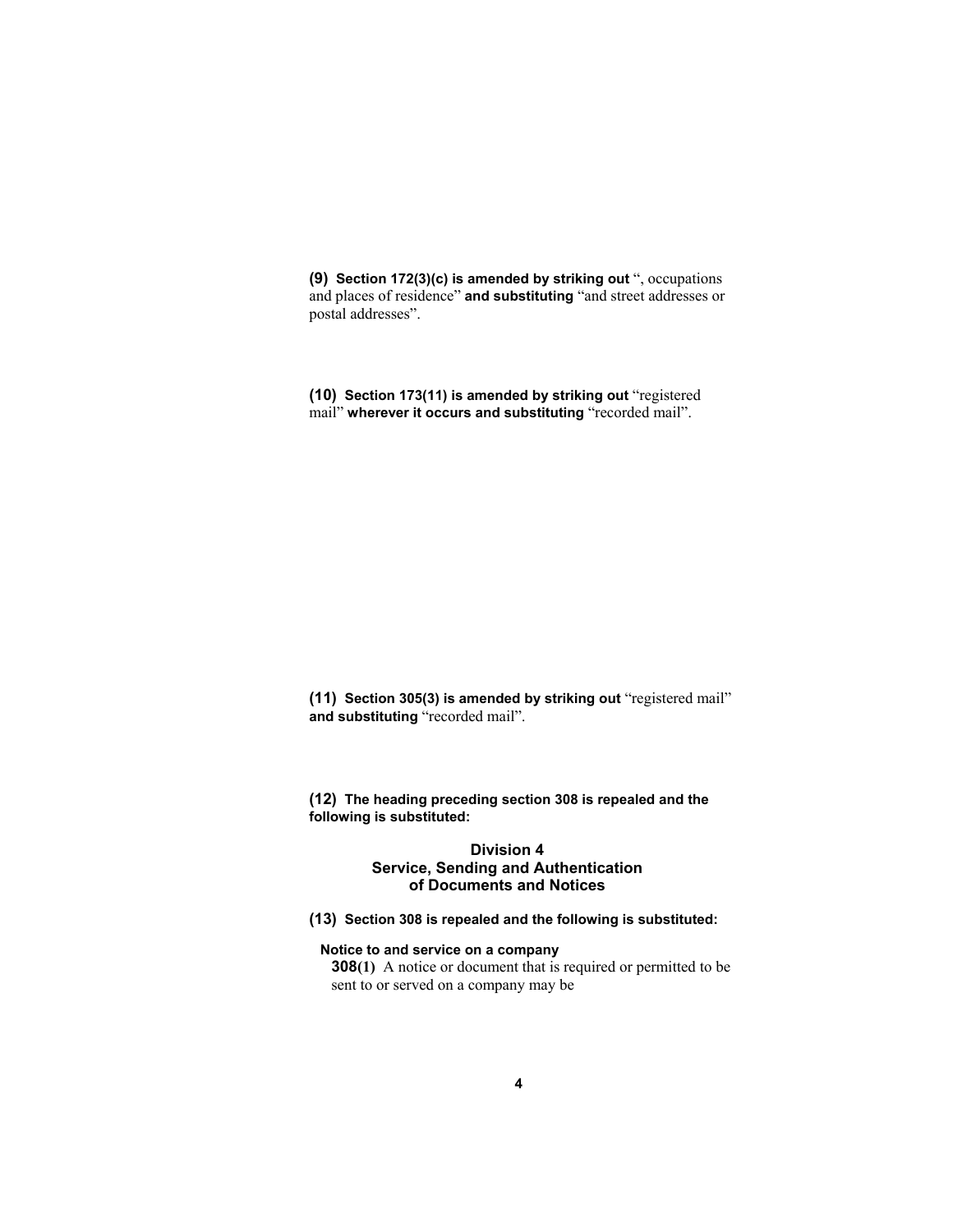**(9) Section 172(3)(c) is amended by striking out** ", occupations and places of residence" **and substituting** "and street addresses or postal addresses".

**(10) Section 173(11) is amended by striking out** "registered mail" **wherever it occurs and substituting** "recorded mail".

**(11) Section 305(3) is amended by striking out** "registered mail" **and substituting** "recorded mail".

**(12) The heading preceding section 308 is repealed and the following is substituted:**

**Division 4**
**Service, Sending and Authentication of Documents and Notices**

**(13) Section 308 is repealed and the following is substituted:**

**Notice to and service on a company**

**308(1)** A notice or document that is required or permitted to be sent to or served on a company may be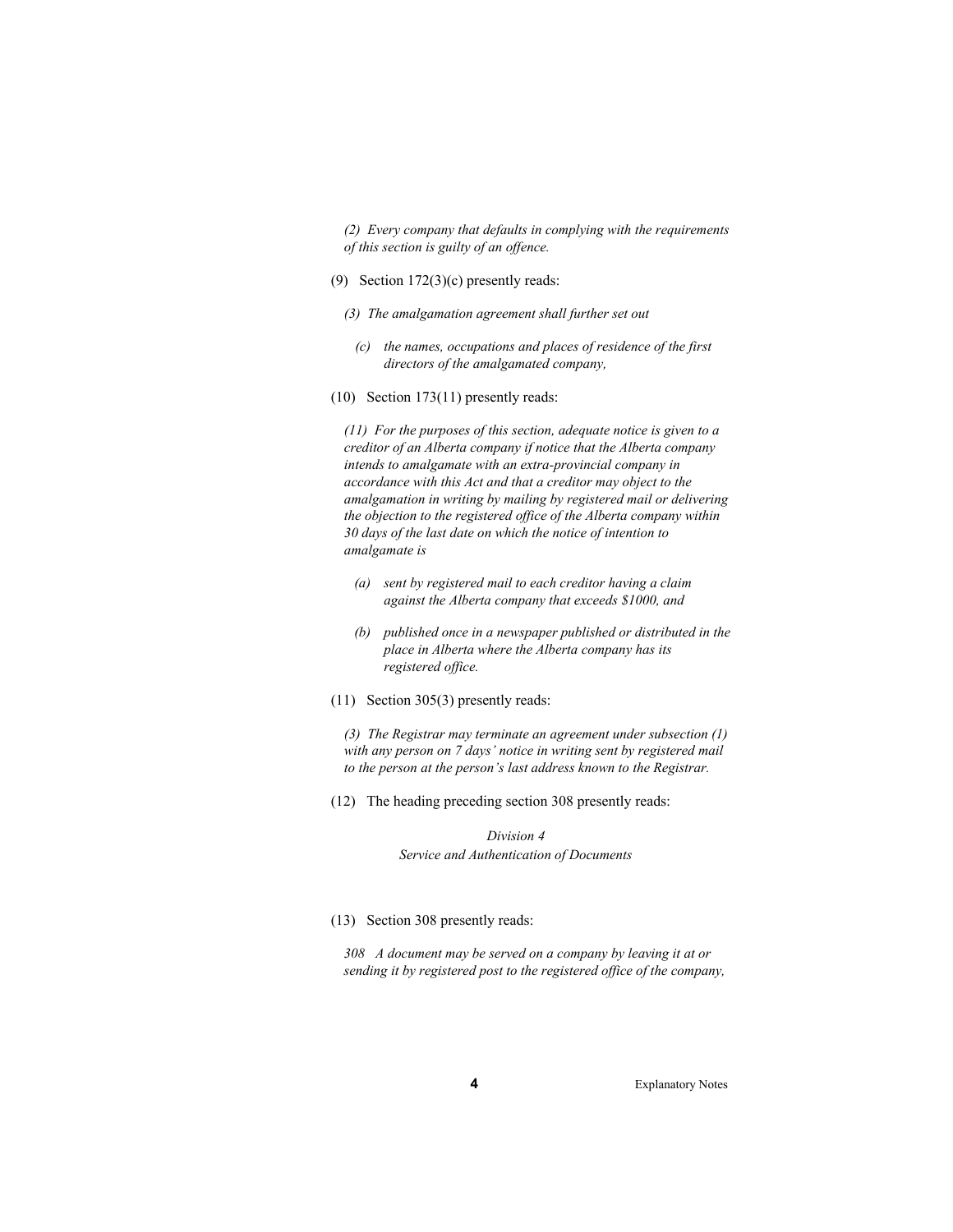*(2) Every company that defaults in complying with the requirements of this section is guilty of an offence.*

(9) Section 172(3)(c) presently reads:

*(3) The amalgamation agreement shall further set out*

*(c) the names, occupations and places of residence of the first directors of the amalgamated company,*

(10) Section 173(11) presently reads:

*(11) For the purposes of this section, adequate notice is given to a creditor of an Alberta company if notice that the Alberta company intends to amalgamate with an extra-provincial company in accordance with this Act and that a creditor may object to the amalgamation in writing by mailing by registered mail or delivering the objection to the registered office of the Alberta company within 30 days of the last date on which the notice of intention to amalgamate is*

*(a) sent by registered mail to each creditor having a claim against the Alberta company that exceeds $1000, and*

*(b) published once in a newspaper published or distributed in the place in Alberta where the Alberta company has its registered office.*

(11) Section 305(3) presently reads:

*(3) The Registrar may terminate an agreement under subsection (1) with any person on 7 days' notice in writing sent by registered mail to the person at the person's last address known to the Registrar.*

(12) The heading preceding section 308 presently reads:

*Division 4*
*Service and Authentication of Documents*

(13) Section 308 presently reads:

*308 A document may be served on a company by leaving it at or sending it by registered post to the registered office of the company,*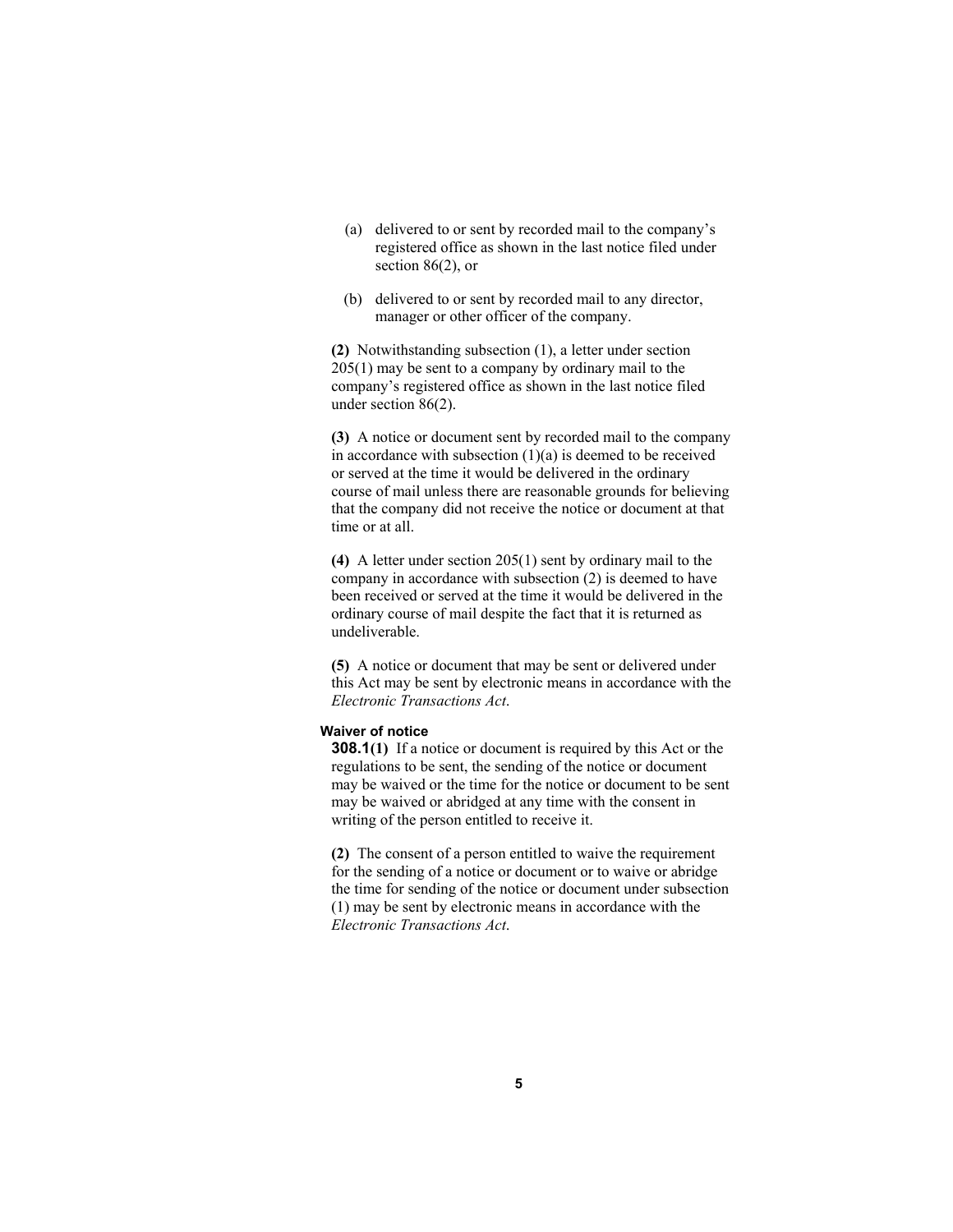(a) delivered to or sent by recorded mail to the company's registered office as shown in the last notice filed under section 86(2), or

(b) delivered to or sent by recorded mail to any director, manager or other officer of the company.

**(2)** Notwithstanding subsection (1), a letter under section 205(1) may be sent to a company by ordinary mail to the company's registered office as shown in the last notice filed under section 86(2).

**(3)** A notice or document sent by recorded mail to the company in accordance with subsection (1)(a) is deemed to be received or served at the time it would be delivered in the ordinary course of mail unless there are reasonable grounds for believing that the company did not receive the notice or document at that time or at all.

**(4)** A letter under section 205(1) sent by ordinary mail to the company in accordance with subsection (2) is deemed to have been received or served at the time it would be delivered in the ordinary course of mail despite the fact that it is returned as undeliverable.

**(5)** A notice or document that may be sent or delivered under this Act may be sent by electronic means in accordance with the *Electronic Transactions Act*.

**Waiver of notice**

**308.1(1)** If a notice or document is required by this Act or the regulations to be sent, the sending of the notice or document may be waived or the time for the notice or document to be sent may be waived or abridged at any time with the consent in writing of the person entitled to receive it.

**(2)** The consent of a person entitled to waive the requirement for the sending of a notice or document or to waive or abridge the time for sending of the notice or document under subsection (1) may be sent by electronic means in accordance with the *Electronic Transactions Act*.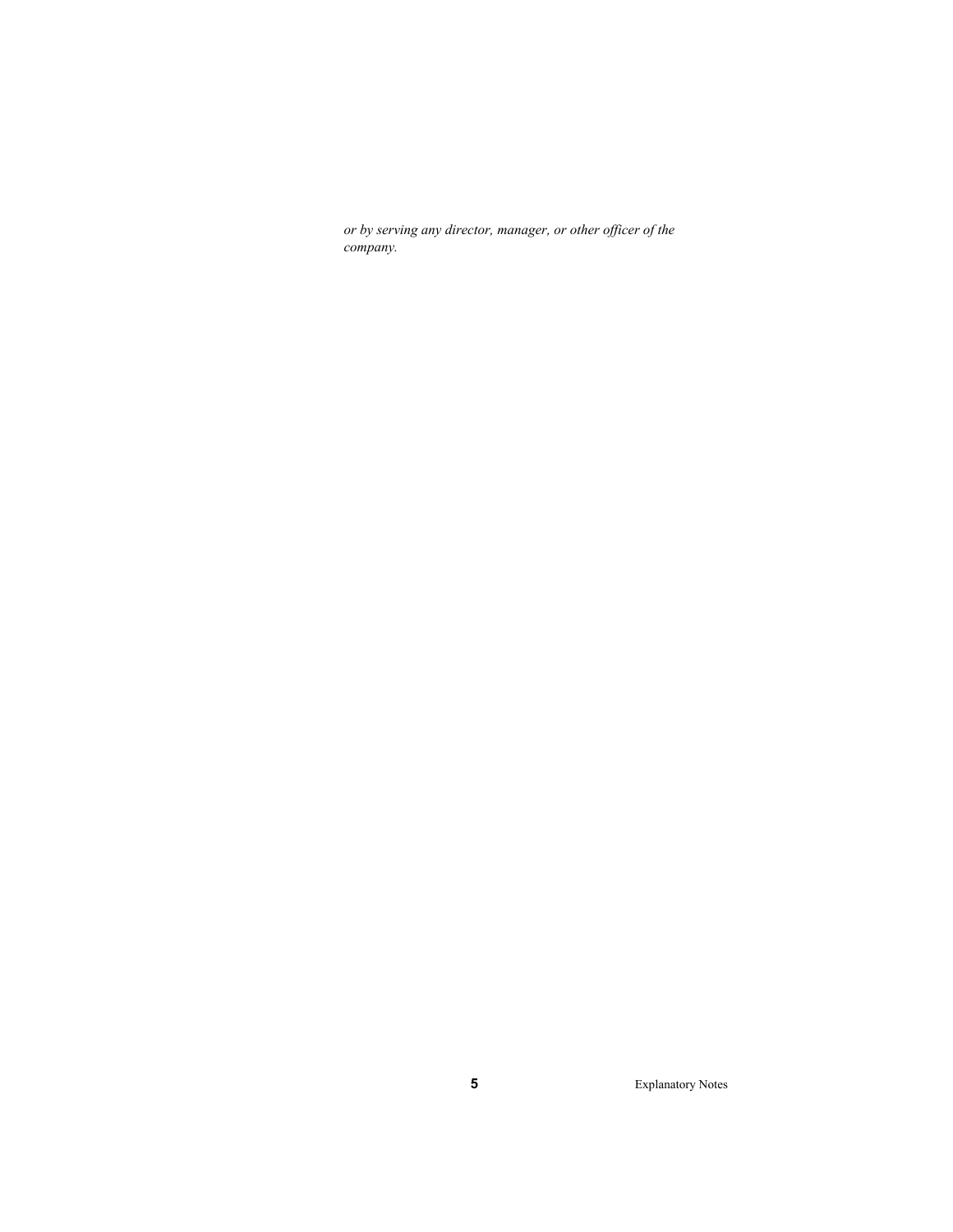*or by serving any director, manager, or other officer of the company.*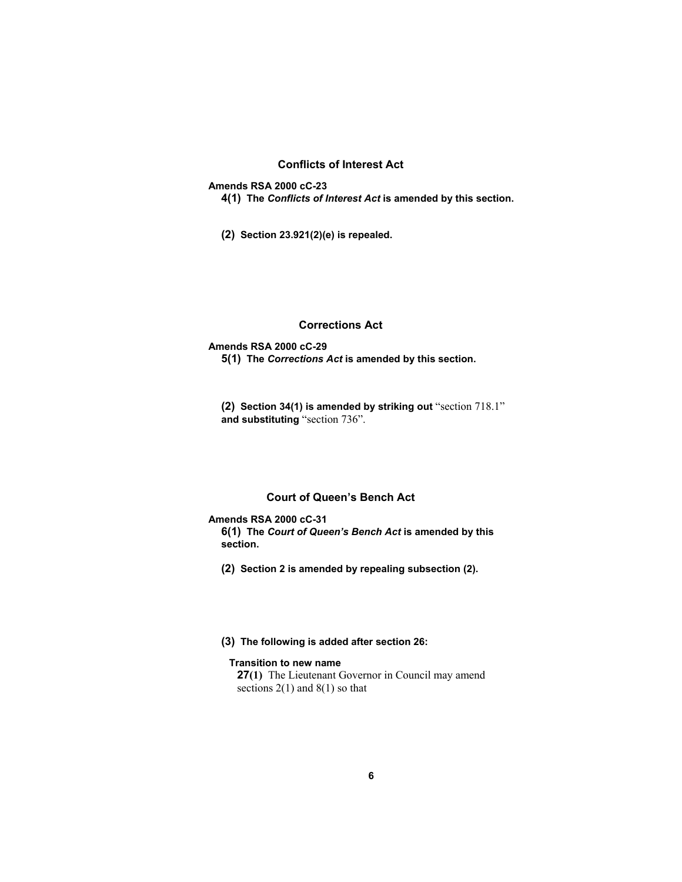## Conflicts of Interest Act

**Amends RSA 2000 cC-23**

**4(1) The *Conflicts of Interest Act* is amended by this section.**

**(2) Section 23.921(2)(e) is repealed.**

## Corrections Act

**Amends RSA 2000 cC-29**

**5(1) The *Corrections Act* is amended by this section.**

**(2) Section 34(1) is amended by striking out** "section 718.1" **and substituting** "section 736".

## Court of Queen's Bench Act

**Amends RSA 2000 cC-31**

**6(1) The *Court of Queen's Bench Act* is amended by this section.**

**(2) Section 2 is amended by repealing subsection (2).**

**(3) The following is added after section 26:**

**Transition to new name**

**27(1)** The Lieutenant Governor in Council may amend sections 2(1) and 8(1) so that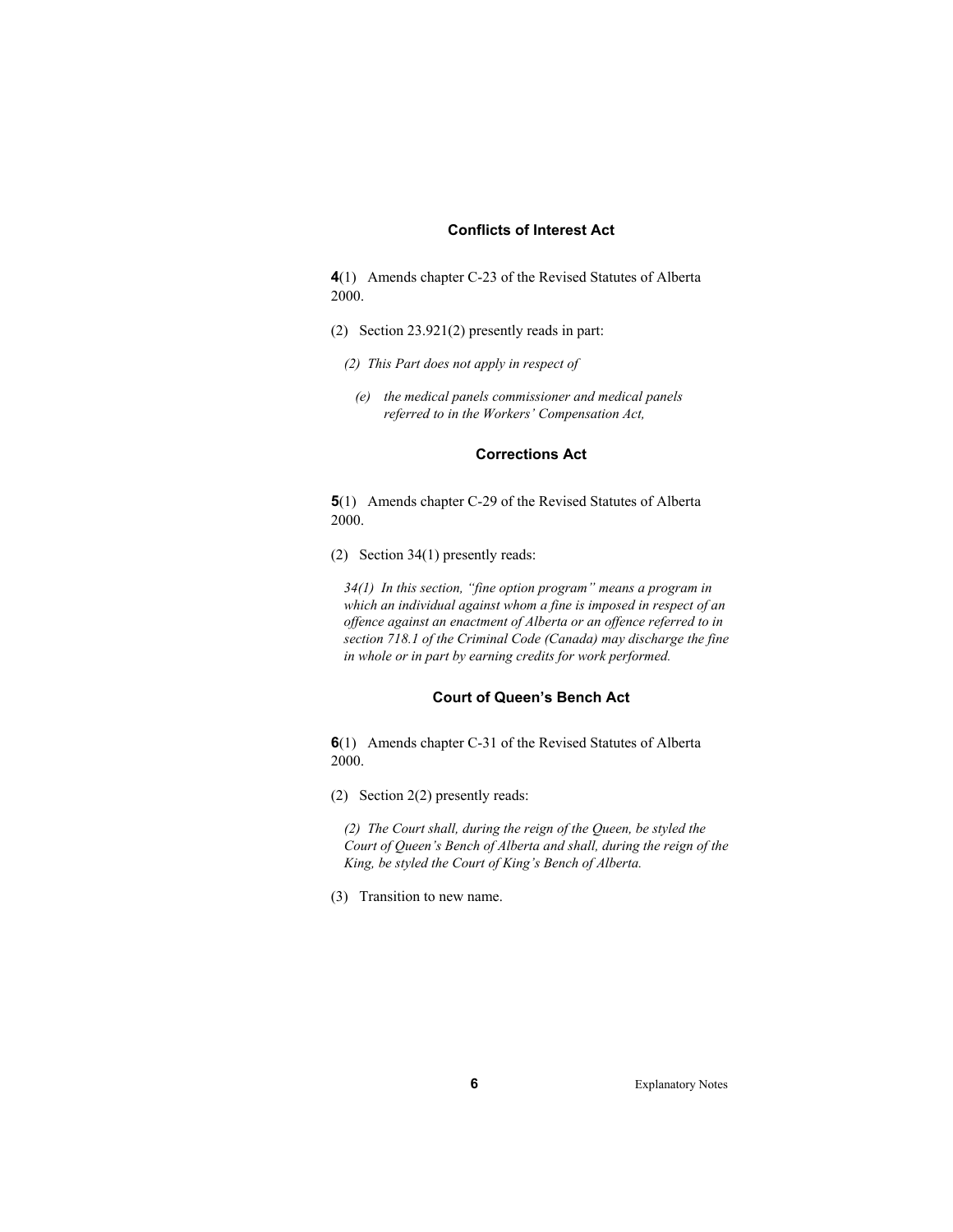### Conflicts of Interest Act

**4**(1) Amends chapter C-23 of the Revised Statutes of Alberta 2000.

(2) Section 23.921(2) presently reads in part:

*(2) This Part does not apply in respect of*

*(e) the medical panels commissioner and medical panels referred to in the Workers' Compensation Act,*

### Corrections Act

**5**(1) Amends chapter C-29 of the Revised Statutes of Alberta 2000.

(2) Section 34(1) presently reads:

*34(1) In this section, "fine option program" means a program in which an individual against whom a fine is imposed in respect of an offence against an enactment of Alberta or an offence referred to in section 718.1 of the Criminal Code (Canada) may discharge the fine in whole or in part by earning credits for work performed.*

### Court of Queen's Bench Act

**6**(1) Amends chapter C-31 of the Revised Statutes of Alberta 2000.

(2) Section 2(2) presently reads:

*(2) The Court shall, during the reign of the Queen, be styled the Court of Queen's Bench of Alberta and shall, during the reign of the King, be styled the Court of King's Bench of Alberta.*

(3) Transition to new name.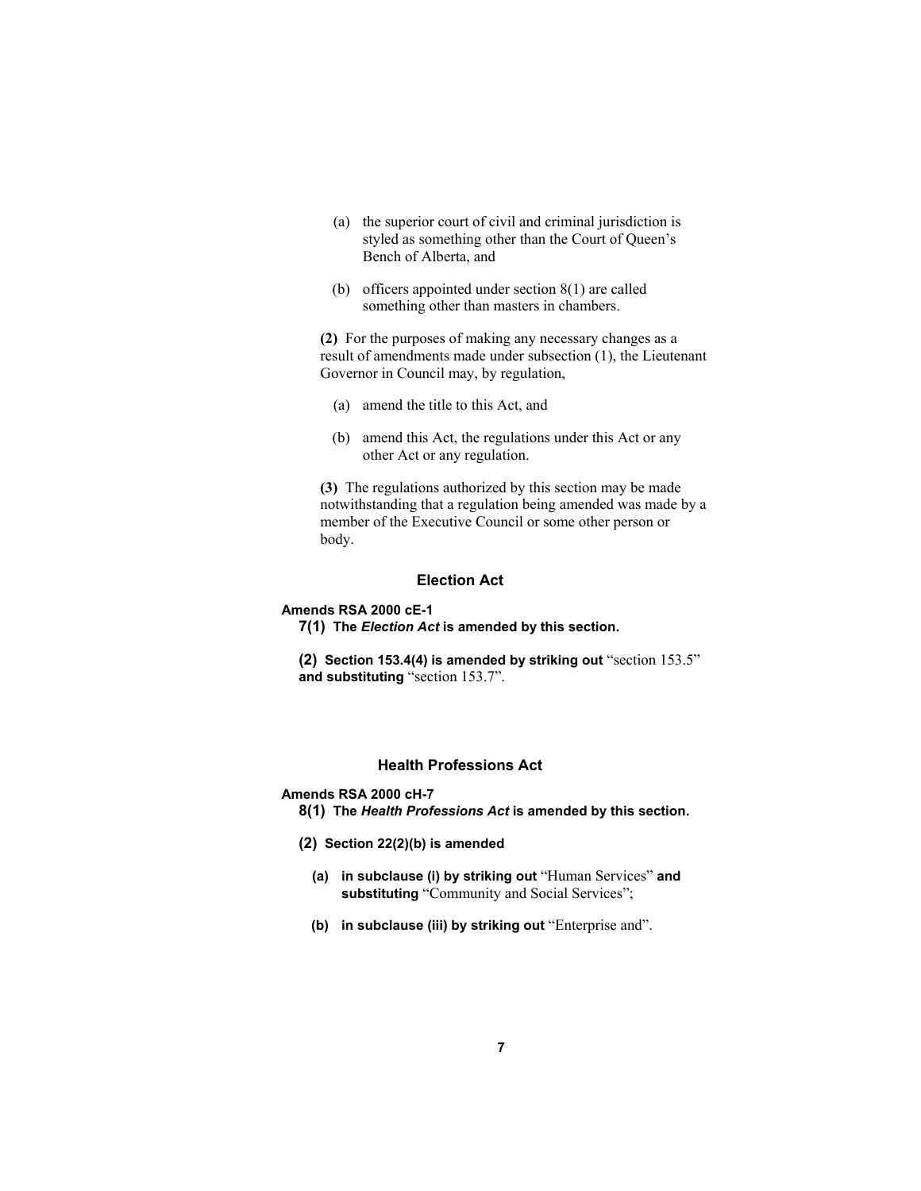(a) the superior court of civil and criminal jurisdiction is styled as something other than the Court of Queen's Bench of Alberta, and

(b) officers appointed under section 8(1) are called something other than masters in chambers.

**(2)** For the purposes of making any necessary changes as a result of amendments made under subsection (1), the Lieutenant Governor in Council may, by regulation,

(a) amend the title to this Act, and

(b) amend this Act, the regulations under this Act or any other Act or any regulation.

**(3)** The regulations authorized by this section may be made notwithstanding that a regulation being amended was made by a member of the Executive Council or some other person or body.

### Election Act

**Amends RSA 2000 cE-1**

**7(1) The *Election Act* is amended by this section.**

**(2) Section 153.4(4) is amended by striking out** "section 153.5" **and substituting** "section 153.7".

### Health Professions Act

**Amends RSA 2000 cH-7**

**8(1) The *Health Professions Act* is amended by this section.**

**(2) Section 22(2)(b) is amended**

**(a) in subclause (i) by striking out** "Human Services" **and substituting** "Community and Social Services";

**(b) in subclause (iii) by striking out** "Enterprise and".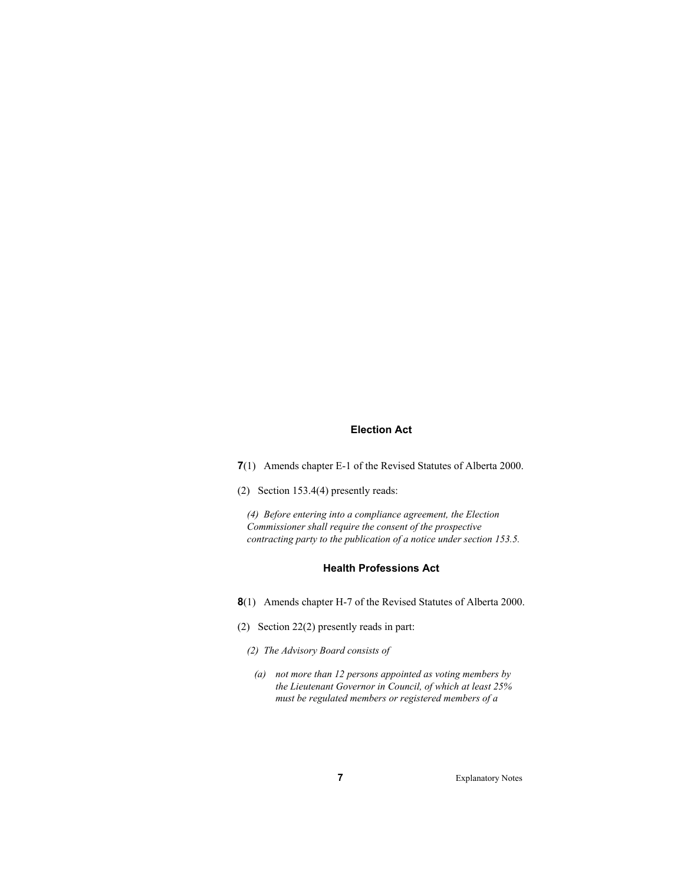### Election Act

**7**(1) Amends chapter E-1 of the Revised Statutes of Alberta 2000.

(2) Section 153.4(4) presently reads:

*(4) Before entering into a compliance agreement, the Election Commissioner shall require the consent of the prospective contracting party to the publication of a notice under section 153.5.*

### Health Professions Act

**8**(1) Amends chapter H-7 of the Revised Statutes of Alberta 2000.

(2) Section 22(2) presently reads in part:

*(2) The Advisory Board consists of*

*(a) not more than 12 persons appointed as voting members by the Lieutenant Governor in Council, of which at least 25% must be regulated members or registered members of a*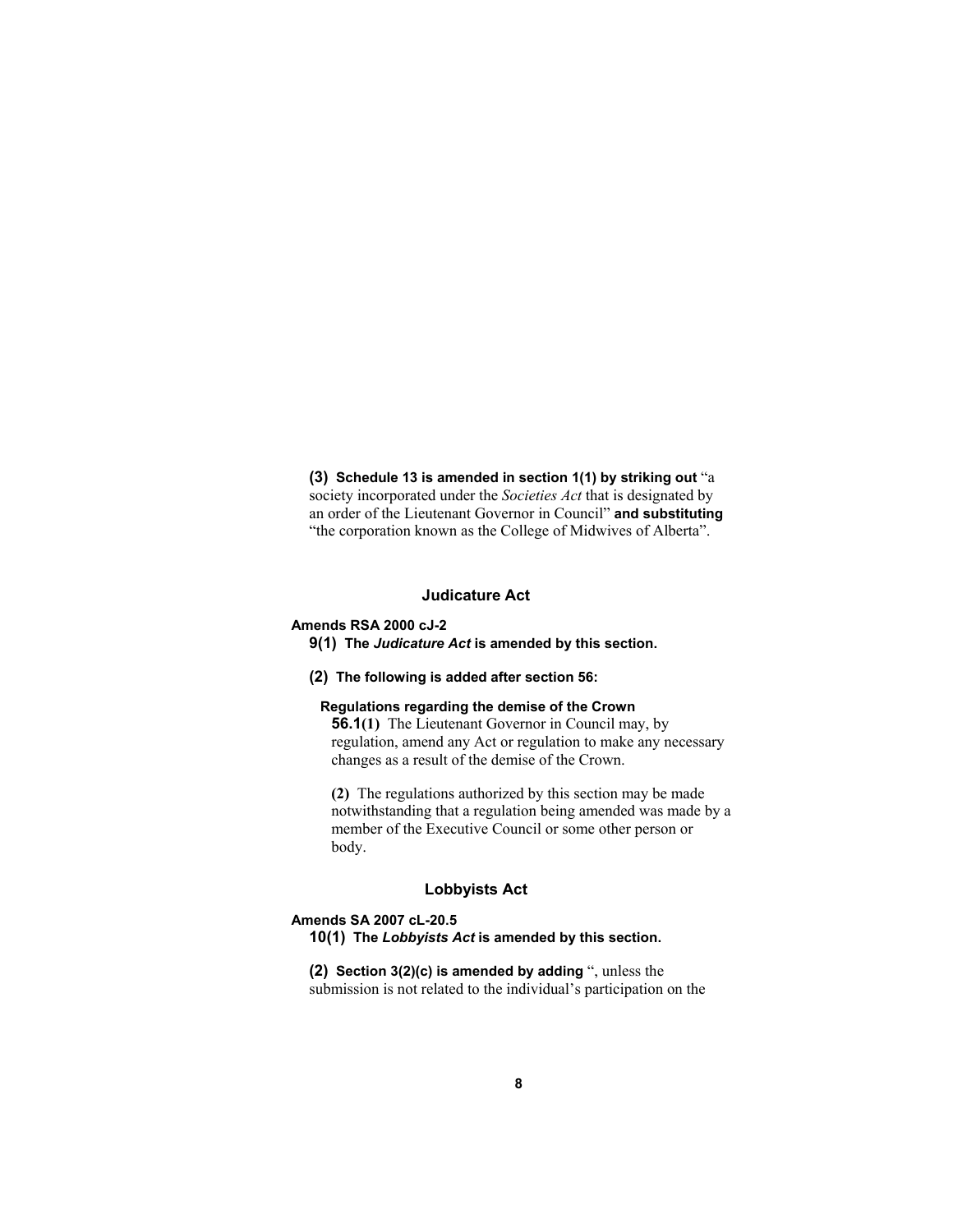**(3) Schedule 13 is amended in section 1(1) by striking out** "a society incorporated under the *Societies Act* that is designated by an order of the Lieutenant Governor in Council" **and substituting** "the corporation known as the College of Midwives of Alberta".

## Judicature Act

**Amends RSA 2000 cJ-2**

**9(1) The *Judicature Act* is amended by this section.**

**(2) The following is added after section 56:**

**Regulations regarding the demise of the Crown**

**56.1(1)** The Lieutenant Governor in Council may, by regulation, amend any Act or regulation to make any necessary changes as a result of the demise of the Crown.

**(2)** The regulations authorized by this section may be made notwithstanding that a regulation being amended was made by a member of the Executive Council or some other person or body.

## Lobbyists Act

**Amends SA 2007 cL-20.5**

**10(1) The *Lobbyists Act* is amended by this section.**

**(2) Section 3(2)(c) is amended by adding** ", unless the submission is not related to the individual's participation on the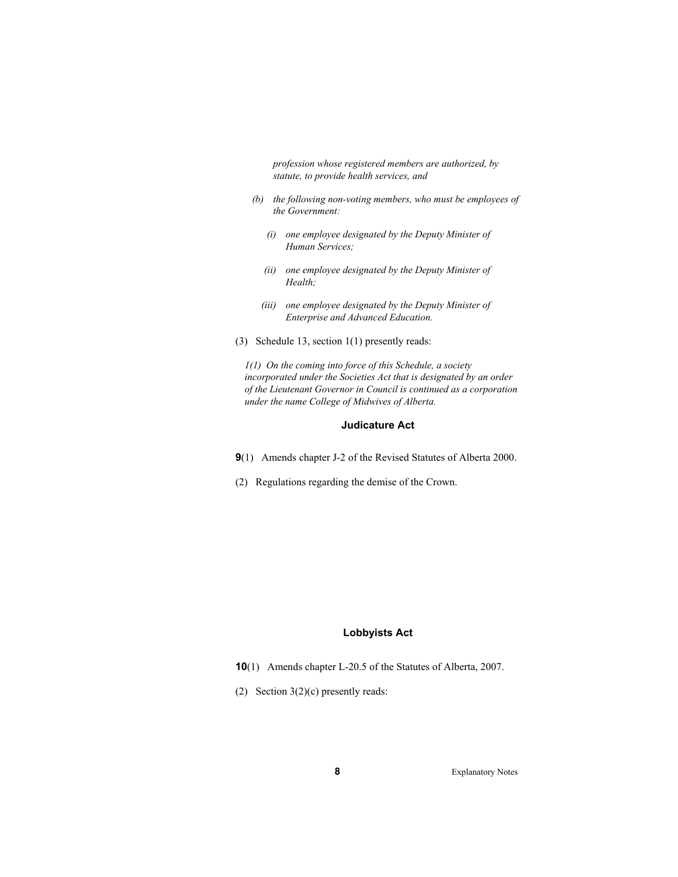*profession whose registered members are authorized, by statute, to provide health services, and*

*(b) the following non-voting members, who must be employees of the Government:*

*(i) one employee designated by the Deputy Minister of Human Services;*

*(ii) one employee designated by the Deputy Minister of Health;*

*(iii) one employee designated by the Deputy Minister of Enterprise and Advanced Education.*

(3) Schedule 13, section 1(1) presently reads:

*1(1) On the coming into force of this Schedule, a society incorporated under the Societies Act that is designated by an order of the Lieutenant Governor in Council is continued as a corporation under the name College of Midwives of Alberta.*

### Judicature Act

**9**(1) Amends chapter J-2 of the Revised Statutes of Alberta 2000.

(2) Regulations regarding the demise of the Crown.

### Lobbyists Act

**10**(1) Amends chapter L-20.5 of the Statutes of Alberta, 2007.

(2) Section 3(2)(c) presently reads: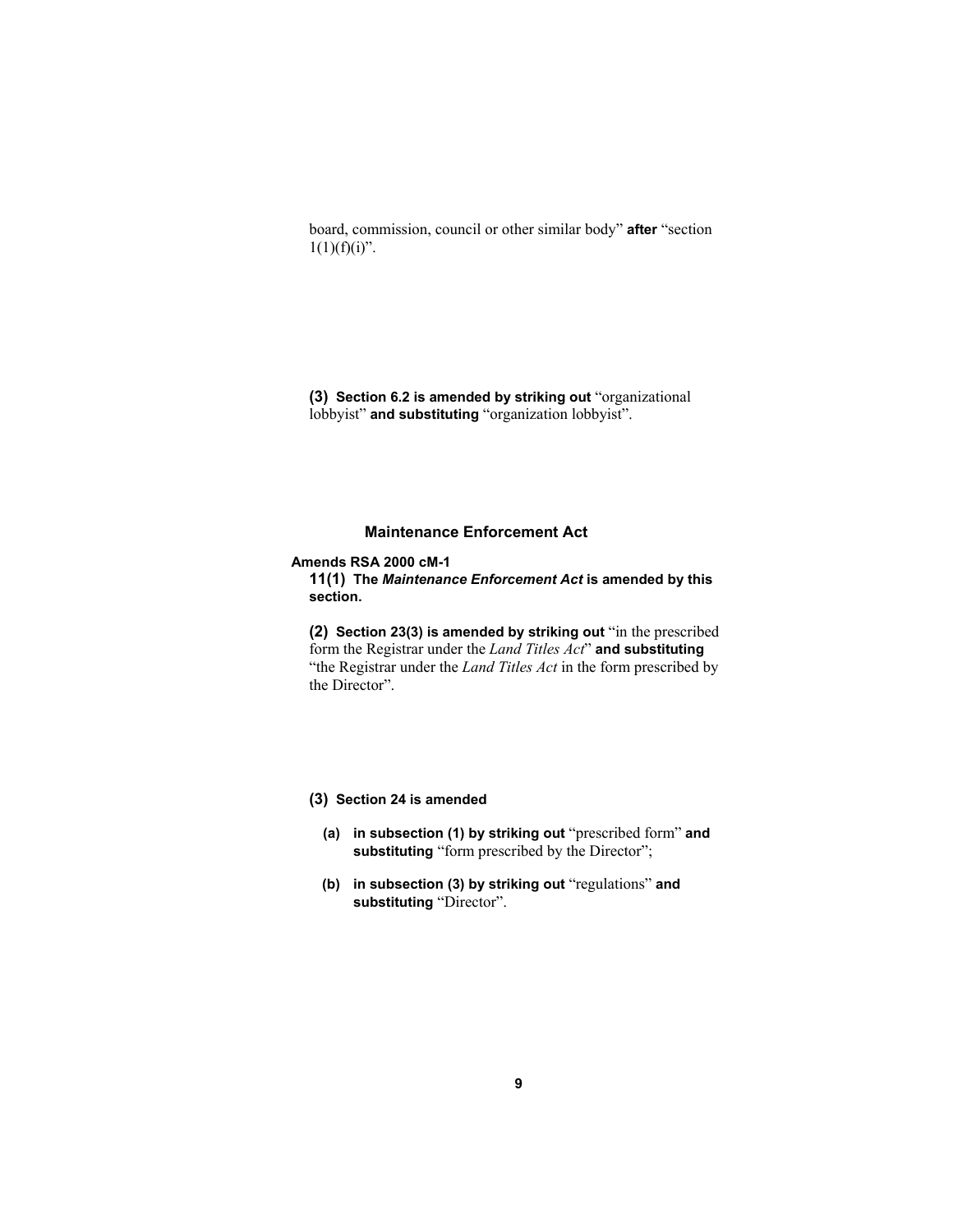board, commission, council or other similar body" **after** "section 1(1)(f)(i)".

**(3) Section 6.2 is amended by striking out** "organizational lobbyist" **and substituting** "organization lobbyist".

## Maintenance Enforcement Act

**Amends RSA 2000 cM-1**

**11(1) The *Maintenance Enforcement Act* is amended by this section.**

**(2) Section 23(3) is amended by striking out** "in the prescribed form the Registrar under the *Land Titles Act*" **and substituting** "the Registrar under the *Land Titles Act* in the form prescribed by the Director".

**(3) Section 24 is amended**

**(a) in subsection (1) by striking out** "prescribed form" **and substituting** "form prescribed by the Director";

**(b) in subsection (3) by striking out** "regulations" **and substituting** "Director".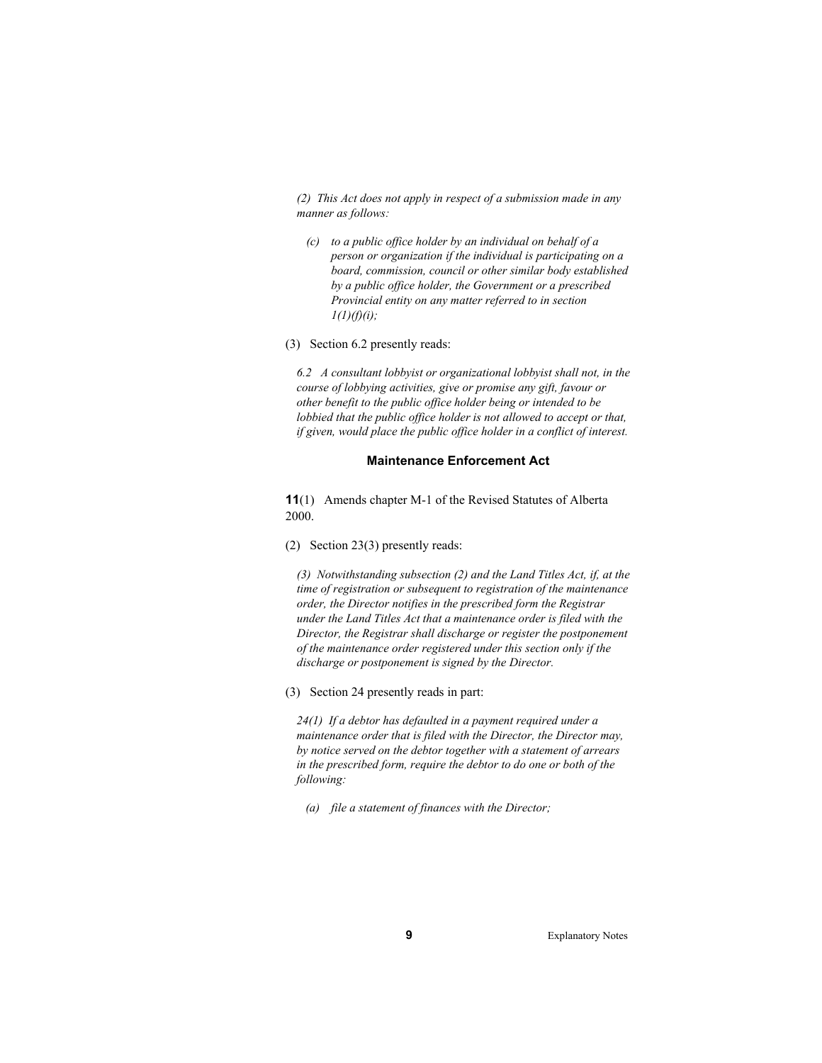*(2) This Act does not apply in respect of a submission made in any manner as follows:*

*(c) to a public office holder by an individual on behalf of a person or organization if the individual is participating on a board, commission, council or other similar body established by a public office holder, the Government or a prescribed Provincial entity on any matter referred to in section 1(1)(f)(i);*

(3) Section 6.2 presently reads:

*6.2 A consultant lobbyist or organizational lobbyist shall not, in the course of lobbying activities, give or promise any gift, favour or other benefit to the public office holder being or intended to be lobbied that the public office holder is not allowed to accept or that, if given, would place the public office holder in a conflict of interest.*

### Maintenance Enforcement Act

**11**(1) Amends chapter M-1 of the Revised Statutes of Alberta 2000.

(2) Section 23(3) presently reads:

*(3) Notwithstanding subsection (2) and the Land Titles Act, if, at the time of registration or subsequent to registration of the maintenance order, the Director notifies in the prescribed form the Registrar under the Land Titles Act that a maintenance order is filed with the Director, the Registrar shall discharge or register the postponement of the maintenance order registered under this section only if the discharge or postponement is signed by the Director.*

(3) Section 24 presently reads in part:

*24(1) If a debtor has defaulted in a payment required under a maintenance order that is filed with the Director, the Director may, by notice served on the debtor together with a statement of arrears in the prescribed form, require the debtor to do one or both of the following:*

*(a) file a statement of finances with the Director;*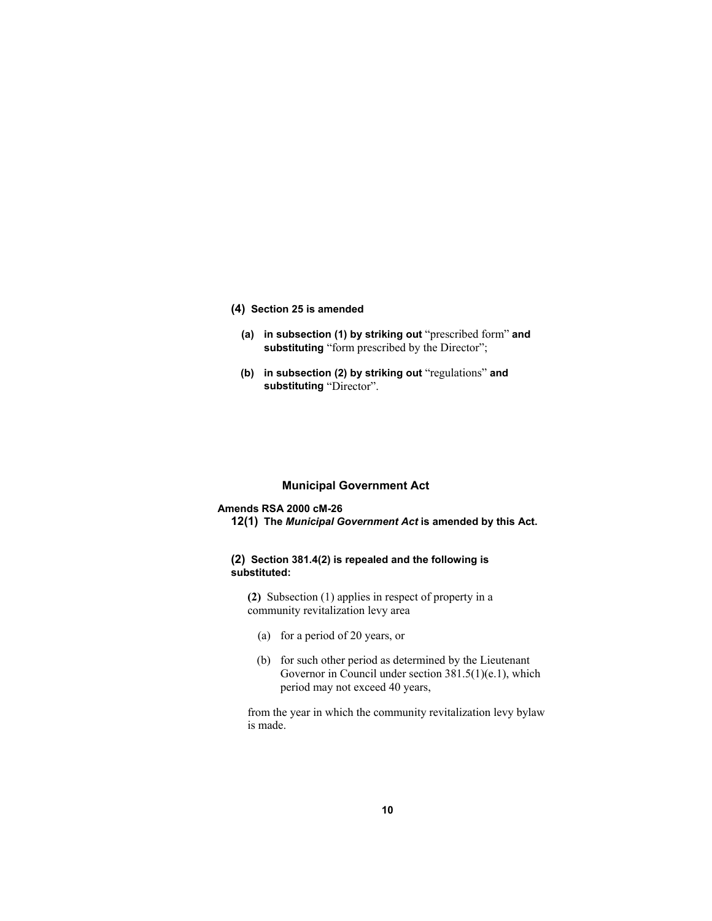**(4) Section 25 is amended**

**(a) in subsection (1) by striking out** “prescribed form” **and substituting** “form prescribed by the Director”;

**(b) in subsection (2) by striking out** “regulations” **and substituting** “Director”.

## Municipal Government Act

**Amends RSA 2000 cM-26**

**12(1) The *Municipal Government Act* is amended by this Act.**

**(2) Section 381.4(2) is repealed and the following is substituted:**

**(2)** Subsection (1) applies in respect of property in a community revitalization levy area

(a) for a period of 20 years, or

(b) for such other period as determined by the Lieutenant Governor in Council under section 381.5(1)(e.1), which period may not exceed 40 years,

from the year in which the community revitalization levy bylaw is made.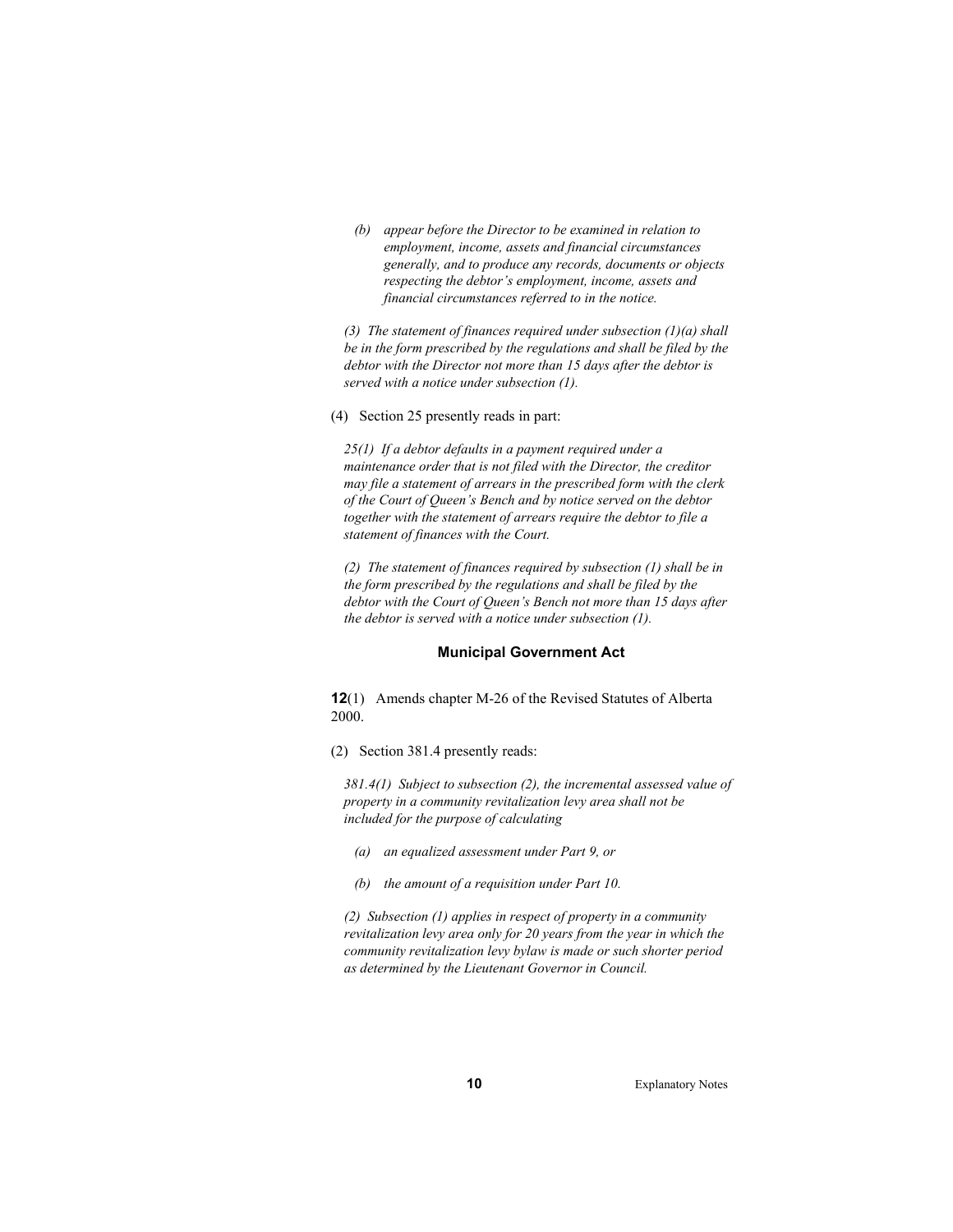*(b) appear before the Director to be examined in relation to employment, income, assets and financial circumstances generally, and to produce any records, documents or objects respecting the debtor's employment, income, assets and financial circumstances referred to in the notice.*

*(3) The statement of finances required under subsection (1)(a) shall be in the form prescribed by the regulations and shall be filed by the debtor with the Director not more than 15 days after the debtor is served with a notice under subsection (1).*

(4) Section 25 presently reads in part:

*25(1) If a debtor defaults in a payment required under a maintenance order that is not filed with the Director, the creditor may file a statement of arrears in the prescribed form with the clerk of the Court of Queen's Bench and by notice served on the debtor together with the statement of arrears require the debtor to file a statement of finances with the Court.*

*(2) The statement of finances required by subsection (1) shall be in the form prescribed by the regulations and shall be filed by the debtor with the Court of Queen's Bench not more than 15 days after the debtor is served with a notice under subsection (1).*

### Municipal Government Act

**12**(1) Amends chapter M-26 of the Revised Statutes of Alberta 2000.

(2) Section 381.4 presently reads:

*381.4(1) Subject to subsection (2), the incremental assessed value of property in a community revitalization levy area shall not be included for the purpose of calculating*

*(a) an equalized assessment under Part 9, or*

*(b) the amount of a requisition under Part 10.*

*(2) Subsection (1) applies in respect of property in a community revitalization levy area only for 20 years from the year in which the community revitalization levy bylaw is made or such shorter period as determined by the Lieutenant Governor in Council.*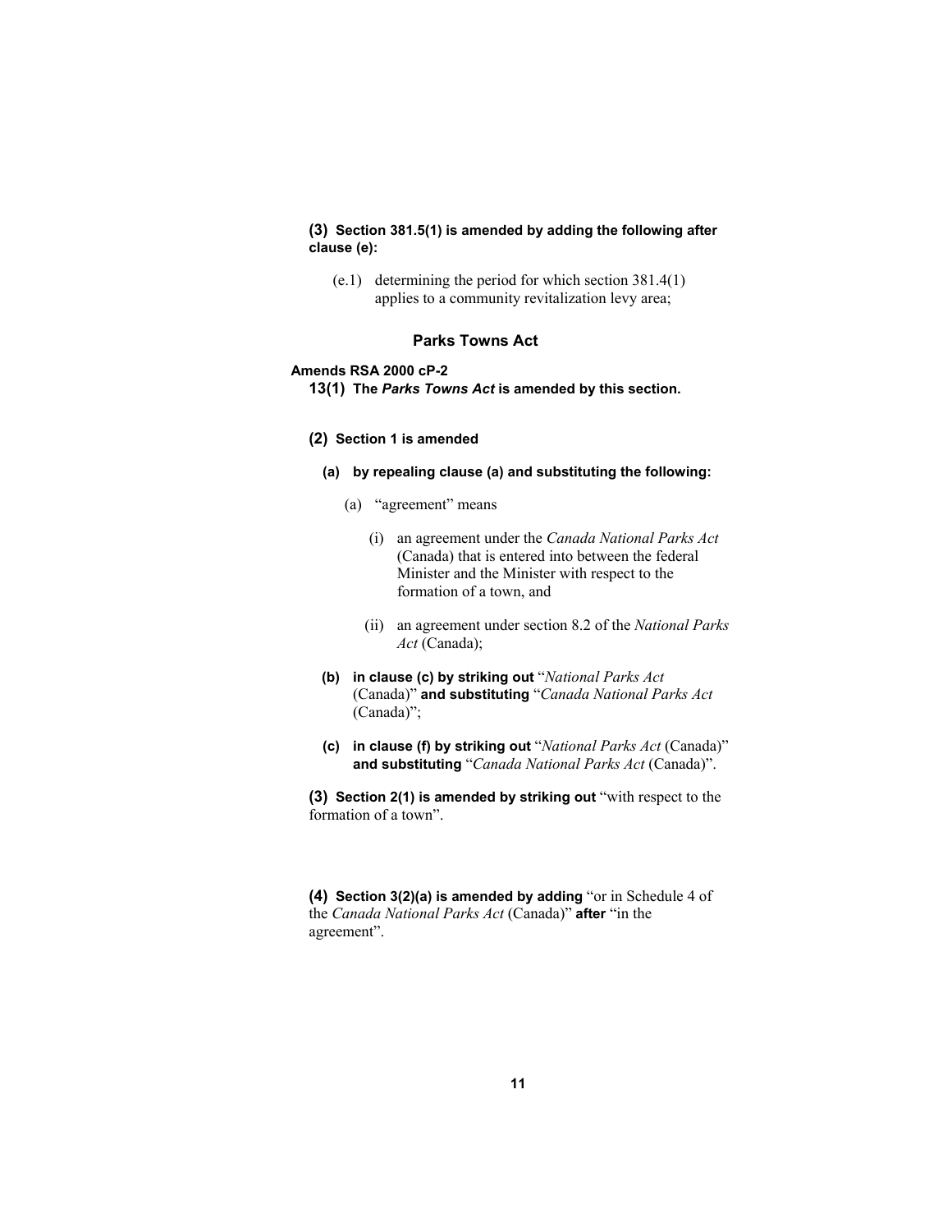**(3) Section 381.5(1) is amended by adding the following after clause (e):**

(e.1) determining the period for which section 381.4(1) applies to a community revitalization levy area;

## Parks Towns Act

**Amends RSA 2000 cP-2**

**13(1) The *Parks Towns Act* is amended by this section.**

**(2) Section 1 is amended**

**(a) by repealing clause (a) and substituting the following:**

(a) "agreement" means

(i) an agreement under the *Canada National Parks Act* (Canada) that is entered into between the federal Minister and the Minister with respect to the formation of a town, and

(ii) an agreement under section 8.2 of the *National Parks Act* (Canada);

**(b) in clause (c) by striking out** "*National Parks Act* (Canada)" **and substituting** "*Canada National Parks Act* (Canada)";

**(c) in clause (f) by striking out** "*National Parks Act* (Canada)" **and substituting** "*Canada National Parks Act* (Canada)".

**(3) Section 2(1) is amended by striking out** "with respect to the formation of a town".

**(4) Section 3(2)(a) is amended by adding** "or in Schedule 4 of the *Canada National Parks Act* (Canada)" **after** "in the agreement".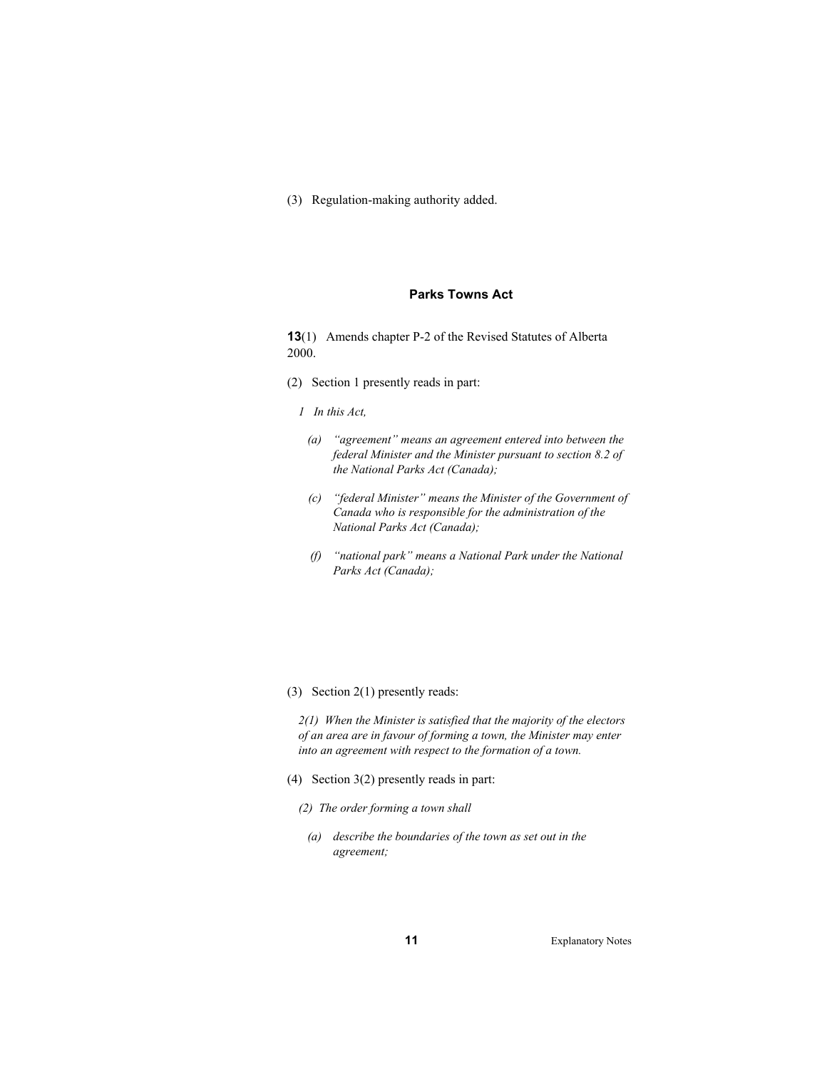(3) Regulation-making authority added.

## Parks Towns Act

**13**(1) Amends chapter P-2 of the Revised Statutes of Alberta 2000.

(2) Section 1 presently reads in part:

*1 In this Act,*

*(a) "agreement" means an agreement entered into between the federal Minister and the Minister pursuant to section 8.2 of the National Parks Act (Canada);*

*(c) "federal Minister" means the Minister of the Government of Canada who is responsible for the administration of the National Parks Act (Canada);*

*(f) "national park" means a National Park under the National Parks Act (Canada);*

(3) Section 2(1) presently reads:

*2(1) When the Minister is satisfied that the majority of the electors of an area are in favour of forming a town, the Minister may enter into an agreement with respect to the formation of a town.*

(4) Section 3(2) presently reads in part:

*(2) The order forming a town shall*

*(a) describe the boundaries of the town as set out in the agreement;*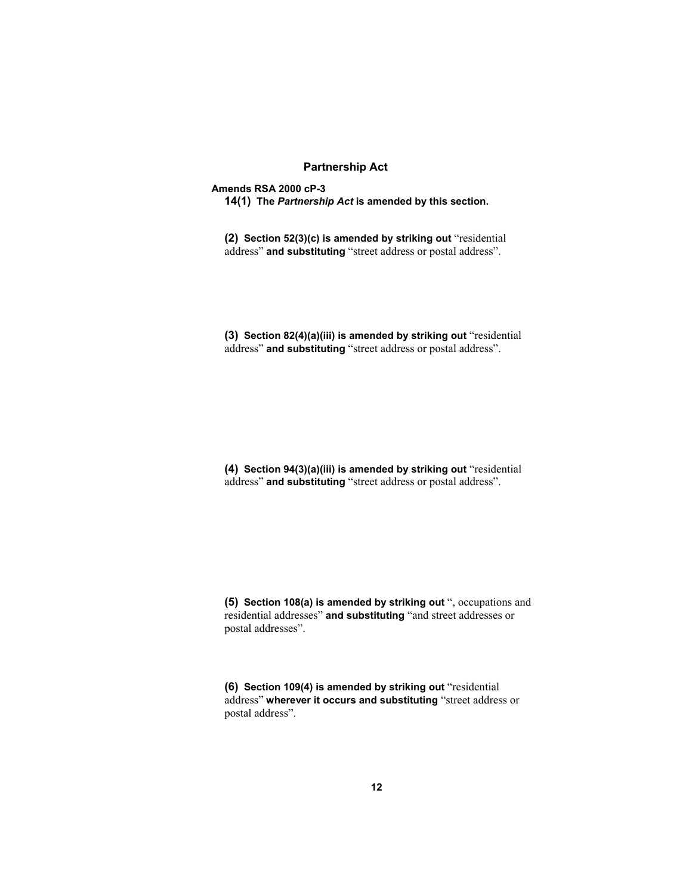## Partnership Act

**Amends RSA 2000 cP-3**

**14(1) The *Partnership Act* is amended by this section.**

**(2) Section 52(3)(c) is amended by striking out** "residential address" **and substituting** "street address or postal address".

**(3) Section 82(4)(a)(iii) is amended by striking out** "residential address" **and substituting** "street address or postal address".

**(4) Section 94(3)(a)(iii) is amended by striking out** "residential address" **and substituting** "street address or postal address".

**(5) Section 108(a) is amended by striking out** ", occupations and residential addresses" **and substituting** "and street addresses or postal addresses".

**(6) Section 109(4) is amended by striking out** "residential address" **wherever it occurs and substituting** "street address or postal address".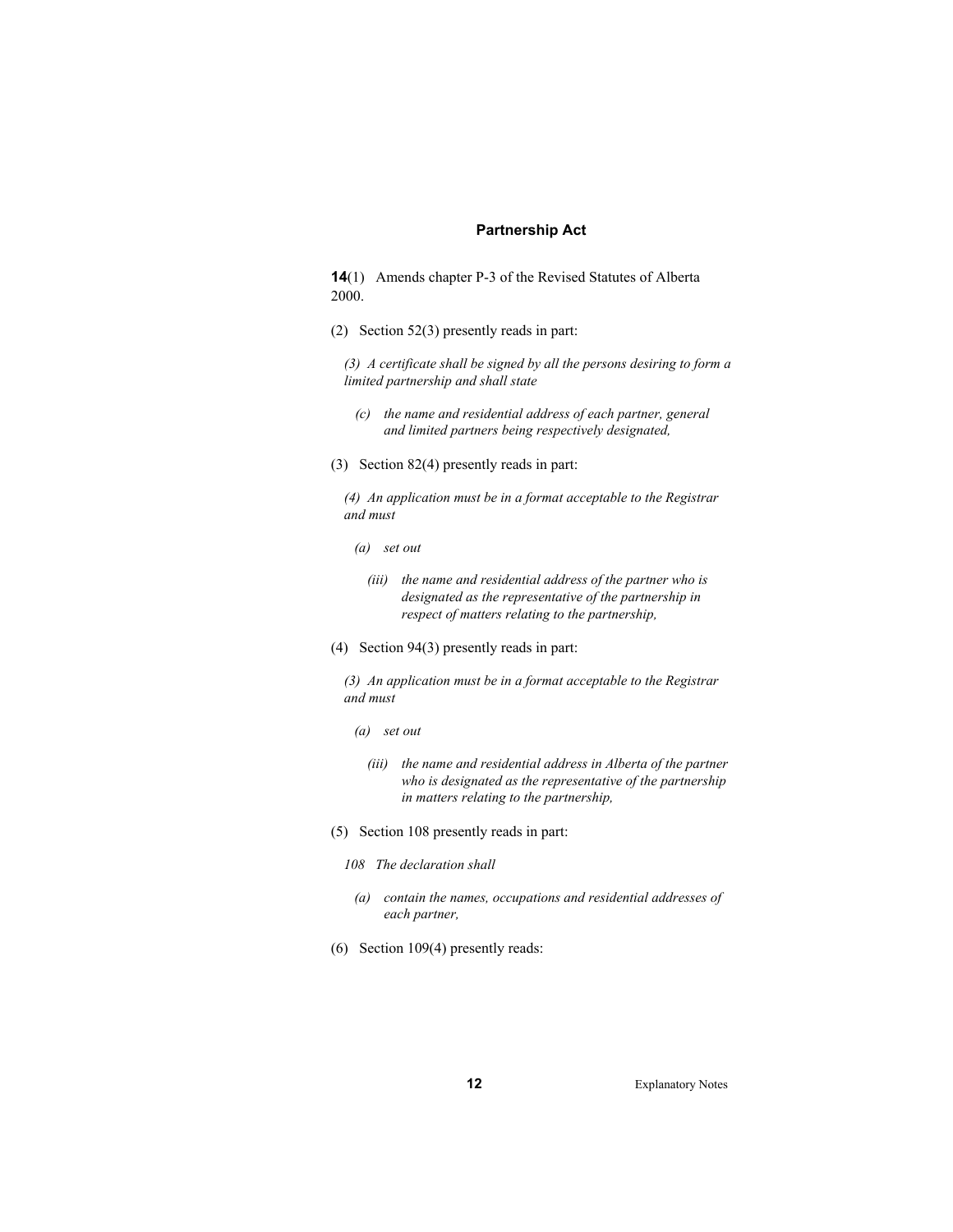## Partnership Act

**14**(1) Amends chapter P-3 of the Revised Statutes of Alberta 2000.

(2) Section 52(3) presently reads in part:

*(3) A certificate shall be signed by all the persons desiring to form a limited partnership and shall state*

*(c) the name and residential address of each partner, general and limited partners being respectively designated,*

(3) Section 82(4) presently reads in part:

*(4) An application must be in a format acceptable to the Registrar and must*

*(a) set out*

*(iii) the name and residential address of the partner who is designated as the representative of the partnership in respect of matters relating to the partnership,*

(4) Section 94(3) presently reads in part:

*(3) An application must be in a format acceptable to the Registrar and must*

*(a) set out*

*(iii) the name and residential address in Alberta of the partner who is designated as the representative of the partnership in matters relating to the partnership,*

(5) Section 108 presently reads in part:

*108 The declaration shall*

*(a) contain the names, occupations and residential addresses of each partner,*

(6) Section 109(4) presently reads: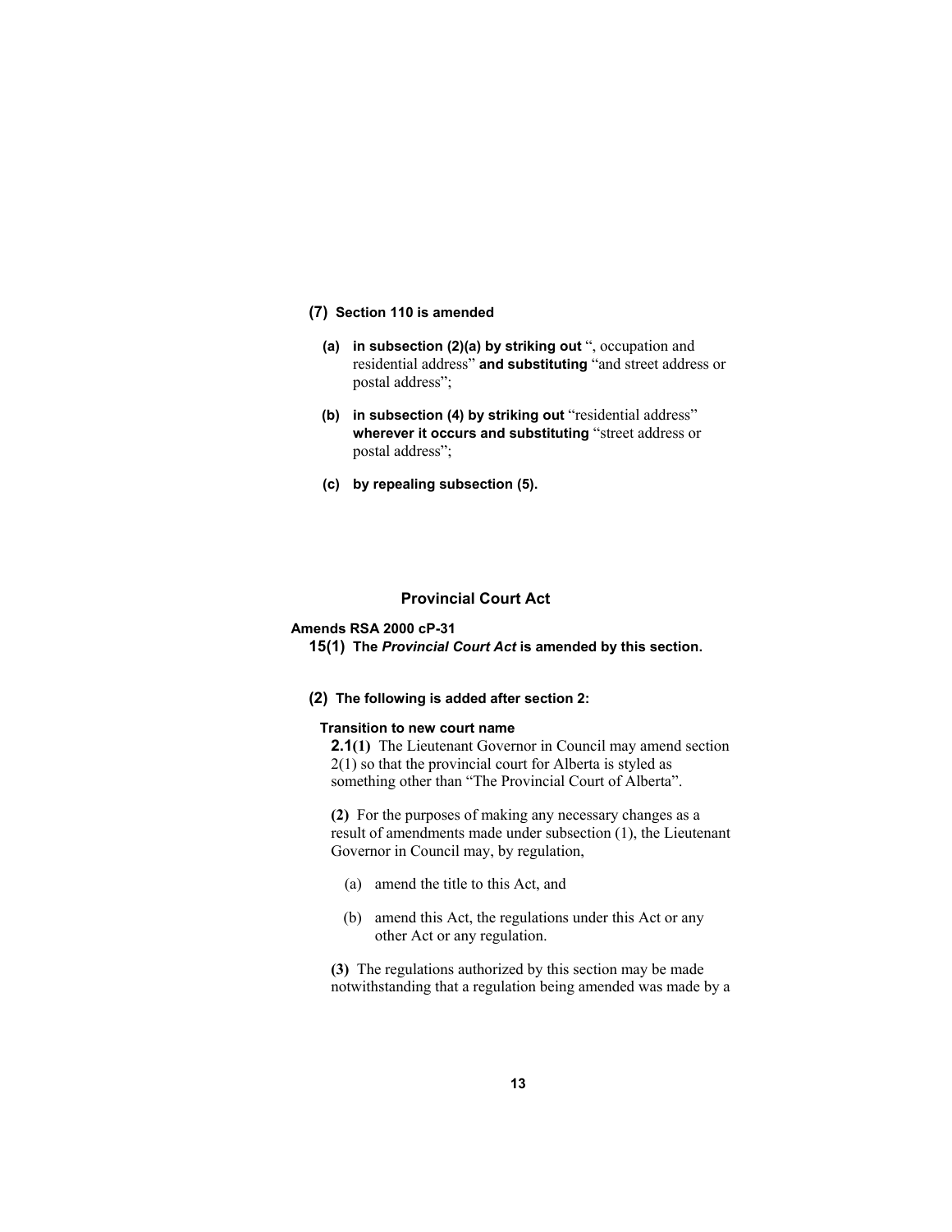**(7) Section 110 is amended**

**(a) in subsection (2)(a) by striking out** ", occupation and residential address" **and substituting** "and street address or postal address";

**(b) in subsection (4) by striking out** "residential address" **wherever it occurs and substituting** "street address or postal address";

**(c) by repealing subsection (5).**

## Provincial Court Act

**Amends RSA 2000 cP-31**

**15(1) The *Provincial Court Act* is amended by this section.**

**(2) The following is added after section 2:**

**Transition to new court name**

**2.1(1)** The Lieutenant Governor in Council may amend section 2(1) so that the provincial court for Alberta is styled as something other than "The Provincial Court of Alberta".

**(2)** For the purposes of making any necessary changes as a result of amendments made under subsection (1), the Lieutenant Governor in Council may, by regulation,

(a) amend the title to this Act, and

(b) amend this Act, the regulations under this Act or any other Act or any regulation.

**(3)** The regulations authorized by this section may be made notwithstanding that a regulation being amended was made by a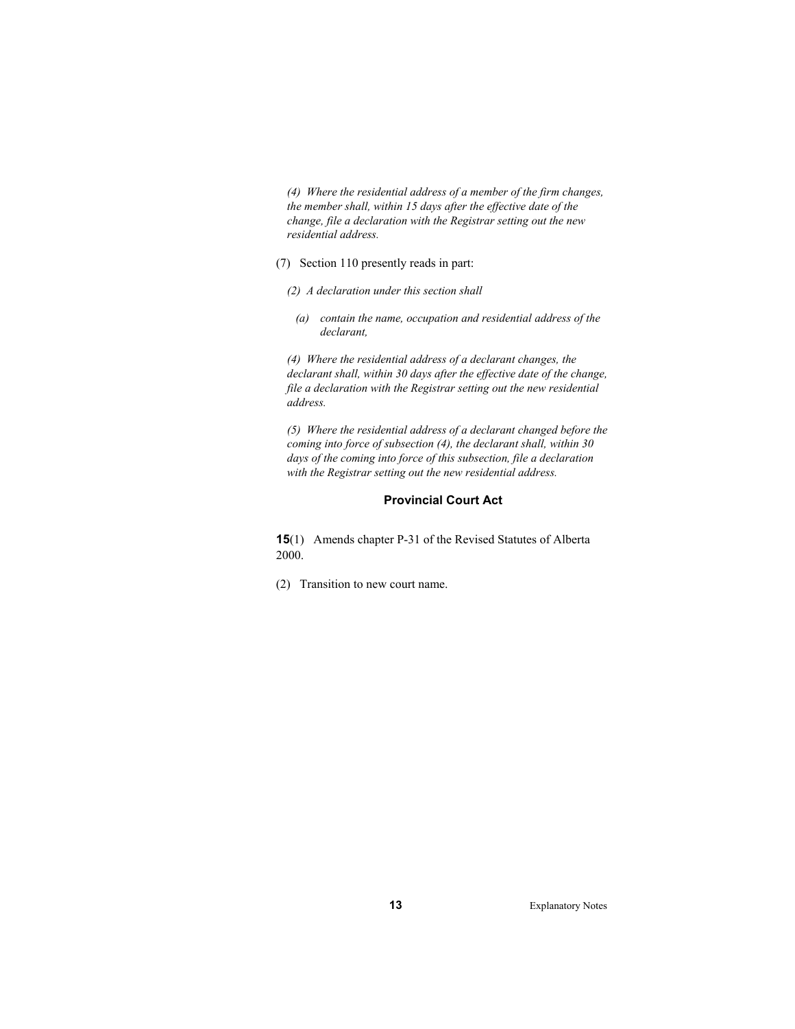*(4) Where the residential address of a member of the firm changes, the member shall, within 15 days after the effective date of the change, file a declaration with the Registrar setting out the new residential address.*

(7) Section 110 presently reads in part:

*(2) A declaration under this section shall*

*(a) contain the name, occupation and residential address of the declarant,*

*(4) Where the residential address of a declarant changes, the declarant shall, within 30 days after the effective date of the change, file a declaration with the Registrar setting out the new residential address.*

*(5) Where the residential address of a declarant changed before the coming into force of subsection (4), the declarant shall, within 30 days of the coming into force of this subsection, file a declaration with the Registrar setting out the new residential address.*

### Provincial Court Act

**15**(1) Amends chapter P-31 of the Revised Statutes of Alberta 2000.

(2) Transition to new court name.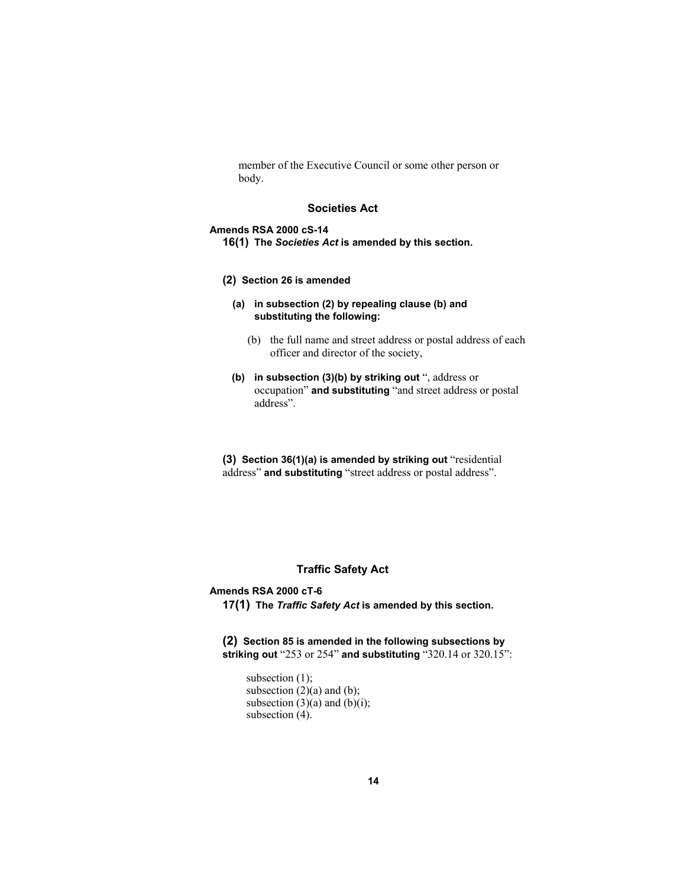member of the Executive Council or some other person or body.

## Societies Act

**Amends RSA 2000 cS-14**

**16(1) The *Societies Act* is amended by this section.**

**(2) Section 26 is amended**

**(a) in subsection (2) by repealing clause (b) and substituting the following:**

(b) the full name and street address or postal address of each officer and director of the society,

**(b) in subsection (3)(b) by striking out** ", address or occupation" **and substituting** "and street address or postal address".

**(3) Section 36(1)(a) is amended by striking out** "residential address" **and substituting** "street address or postal address".

## Traffic Safety Act

**Amends RSA 2000 cT-6**

**17(1) The *Traffic Safety Act* is amended by this section.**

**(2) Section 85 is amended in the following subsections by striking out** "253 or 254" **and substituting** "320.14 or 320.15":

subsection (1);
subsection (2)(a) and (b);
subsection (3)(a) and (b)(i);
subsection (4).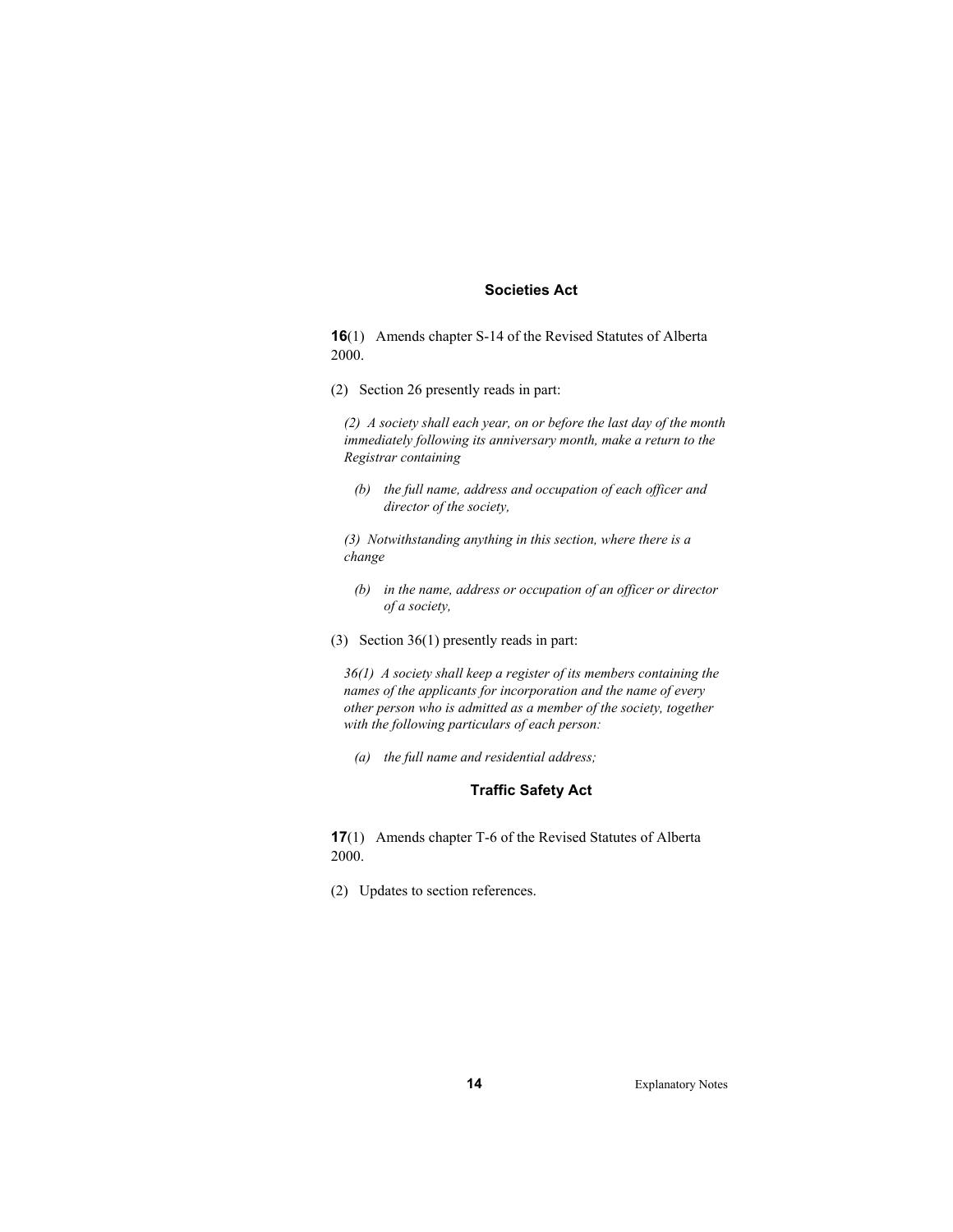### Societies Act

**16**(1) Amends chapter S-14 of the Revised Statutes of Alberta 2000.

(2) Section 26 presently reads in part:

*(2) A society shall each year, on or before the last day of the month immediately following its anniversary month, make a return to the Registrar containing*

> *(b) the full name, address and occupation of each officer and director of the society,*

*(3) Notwithstanding anything in this section, where there is a change*

> *(b) in the name, address or occupation of an officer or director of a society,*

(3) Section 36(1) presently reads in part:

*36(1) A society shall keep a register of its members containing the names of the applicants for incorporation and the name of every other person who is admitted as a member of the society, together with the following particulars of each person:*

> *(a) the full name and residential address;*

### Traffic Safety Act

**17**(1) Amends chapter T-6 of the Revised Statutes of Alberta 2000.

(2) Updates to section references.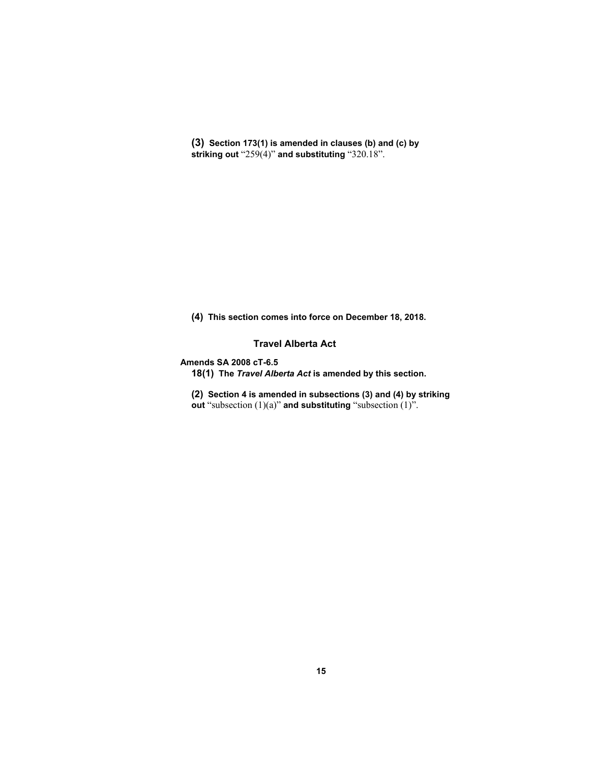**(3) Section 173(1) is amended in clauses (b) and (c) by striking out** "259(4)" **and substituting** "320.18".

**(4) This section comes into force on December 18, 2018.**

## Travel Alberta Act

**Amends SA 2008 cT-6.5**

**18(1) The *Travel Alberta Act* is amended by this section.**

**(2) Section 4 is amended in subsections (3) and (4) by striking out** "subsection (1)(a)" **and substituting** "subsection (1)".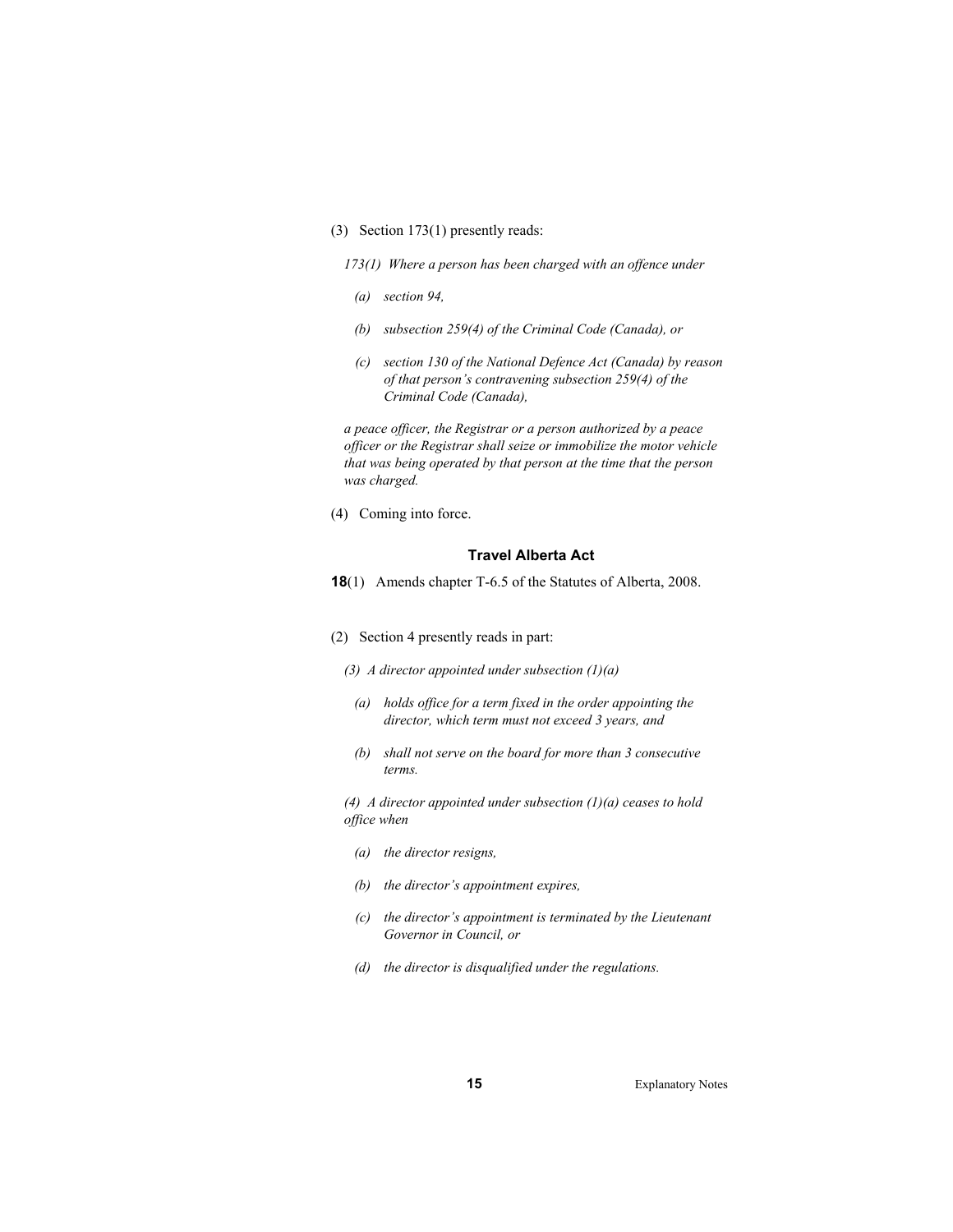(3) Section 173(1) presently reads:

*173(1) Where a person has been charged with an offence under*

*(a) section 94,*

*(b) subsection 259(4) of the Criminal Code (Canada), or*

*(c) section 130 of the National Defence Act (Canada) by reason of that person's contravening subsection 259(4) of the Criminal Code (Canada),*

*a peace officer, the Registrar or a person authorized by a peace officer or the Registrar shall seize or immobilize the motor vehicle that was being operated by that person at the time that the person was charged.*

(4) Coming into force.

### Travel Alberta Act

**18**(1) Amends chapter T-6.5 of the Statutes of Alberta, 2008.

(2) Section 4 presently reads in part:

*(3) A director appointed under subsection (1)(a)*

*(a) holds office for a term fixed in the order appointing the director, which term must not exceed 3 years, and*

*(b) shall not serve on the board for more than 3 consecutive terms.*

*(4) A director appointed under subsection (1)(a) ceases to hold office when*

*(a) the director resigns,*

*(b) the director's appointment expires,*

*(c) the director's appointment is terminated by the Lieutenant Governor in Council, or*

*(d) the director is disqualified under the regulations.*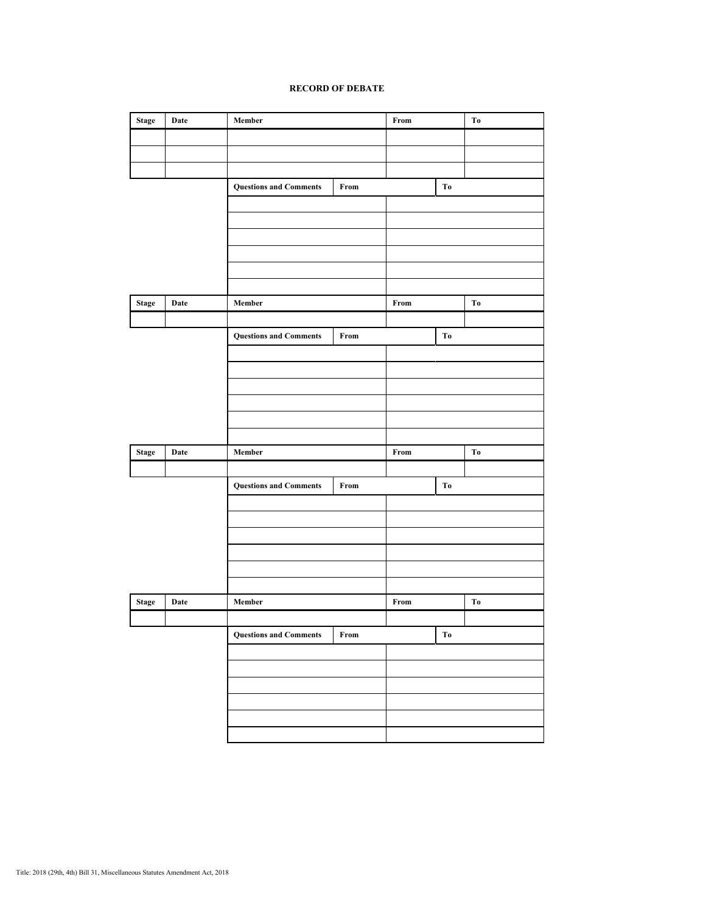**RECORD OF DEBATE**

| Stage | Date | Member | From | To |
|---|---|---|---|---|
| | | | | |
| | | | | |
| | | | | |

| Questions and Comments | From | To |
|---|---|---|
| | | |
| | | |
| | | |
| | | |
| | | |
| | | |

| Stage | Date | Member | From | To |
|---|---|---|---|---|
| | | | | |

| Questions and Comments | From | To |
|---|---|---|
| | | |
| | | |
| | | |
| | | |
| | | |
| | | |

| Stage | Date | Member | From | To |
|---|---|---|---|---|
| | | | | |

| Questions and Comments | From | To |
|---|---|---|
| | | |
| | | |
| | | |
| | | |
| | | |
| | | |

| Stage | Date | Member | From | To |
|---|---|---|---|---|
| | | | | |

| Questions and Comments | From | To |
|---|---|---|
| | | |
| | | |
| | | |
| | | |
| | | |
| | | |

Title: 2018 (29th, 4th) Bill 31, Miscellaneous Statutes Amendment Act, 2018